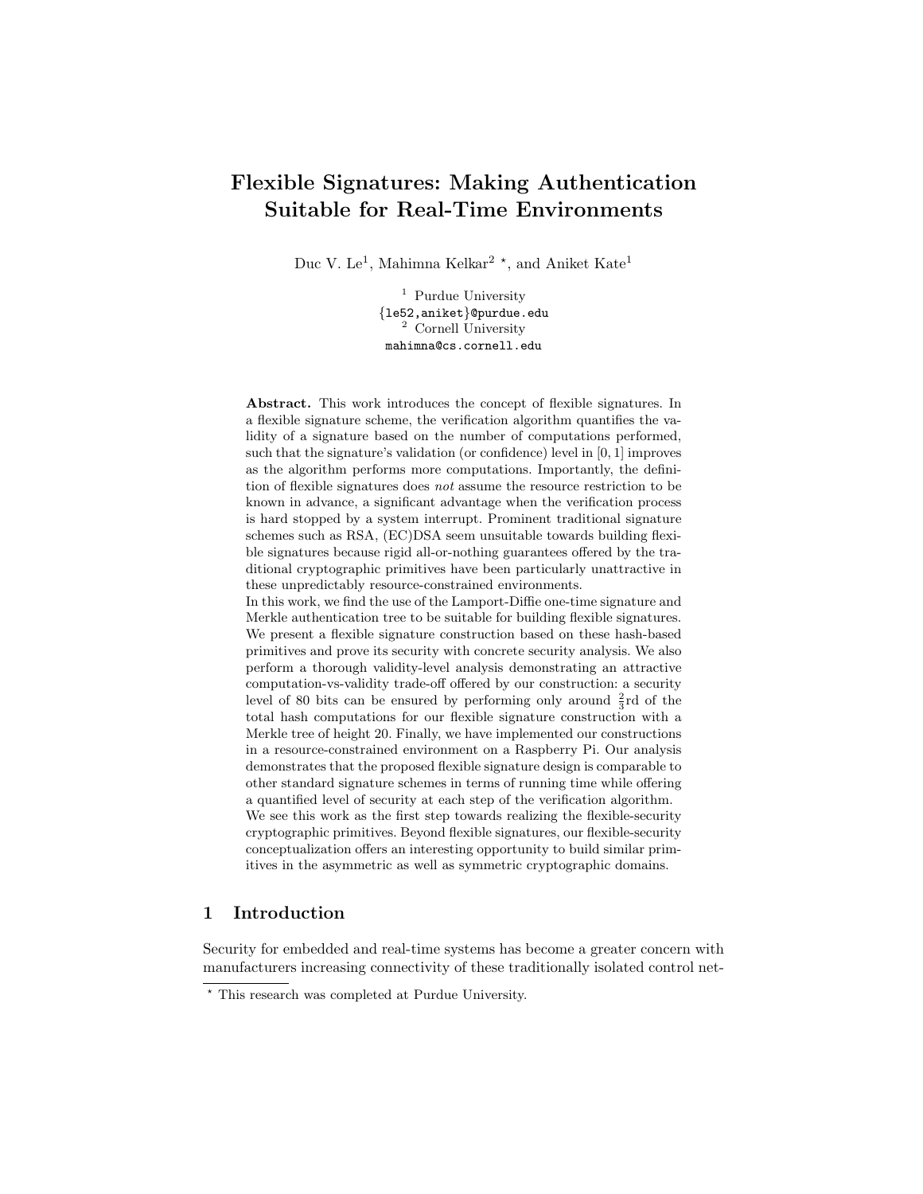# Flexible Signatures: Making Authentication Suitable for Real-Time Environments

Duc V. Le[1], Mahimna Kelkar[2] *, and Aniket Kate[1]

[1] Purdue University
{le52,aniket}@purdue.edu
[2] Cornell University
mahimna@cs.cornell.edu

**Abstract.** This work introduces the concept of flexible signatures. In a flexible signature scheme, the verification algorithm quantifies the validity of a signature based on the number of computations performed, such that the signature's validation (or confidence) level in $[0, 1]$ improves as the algorithm performs more computations. Importantly, the definition of flexible signatures does *not* assume the resource restriction to be known in advance, a significant advantage when the verification process is hard stopped by a system interrupt. Prominent traditional signature schemes such as RSA, (EC)DSA seem unsuitable towards building flexible signatures because rigid all-or-nothing guarantees offered by the traditional cryptographic primitives have been particularly unattractive in these unpredictably resource-constrained environments.
In this work, we find the use of the Lamport-Diffie one-time signature and Merkle authentication tree to be suitable for building flexible signatures. We present a flexible signature construction based on these hash-based primitives and prove its security with concrete security analysis. We also perform a thorough validity-level analysis demonstrating an attractive computation-vs-validity trade-off offered by our construction: a security level of 80 bits can be ensured by performing only around $\frac{2}{3}$rd of the total hash computations for our flexible signature construction with a Merkle tree of height 20. Finally, we have implemented our constructions in a resource-constrained environment on a Raspberry Pi. Our analysis demonstrates that the proposed flexible signature design is comparable to other standard signature schemes in terms of running time while offering a quantified level of security at each step of the verification algorithm. We see this work as the first step towards realizing the flexible-security cryptographic primitives. Beyond flexible signatures, our flexible-security conceptualization offers an interesting opportunity to build similar primitives in the asymmetric as well as symmetric cryptographic domains.

## 1 Introduction

Security for embedded and real-time systems has become a greater concern with manufacturers increasing connectivity of these traditionally isolated control net-

* This research was completed at Purdue University.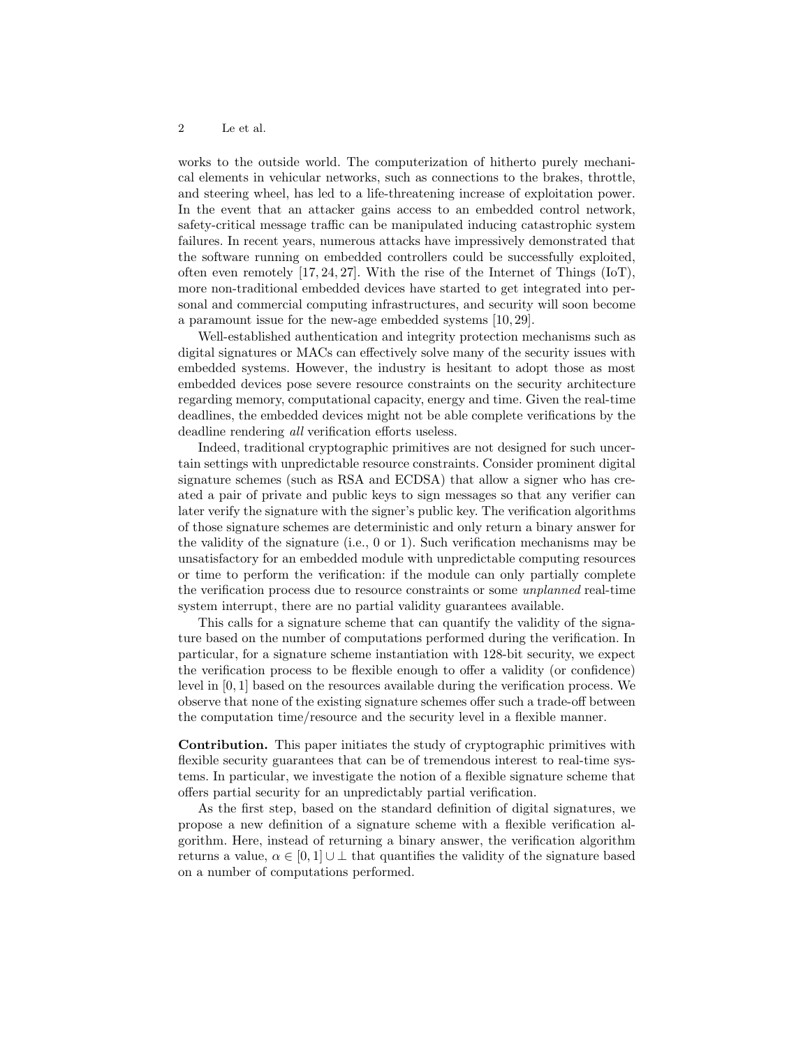works to the outside world. The computerization of hitherto purely mechanical elements in vehicular networks, such as connections to the brakes, throttle, and steering wheel, has led to a life-threatening increase of exploitation power. In the event that an attacker gains access to an embedded control network, safety-critical message traffic can be manipulated inducing catastrophic system failures. In recent years, numerous attacks have impressively demonstrated that the software running on embedded controllers could be successfully exploited, often even remotely [17, 24, 27]. With the rise of the Internet of Things (IoT), more non-traditional embedded devices have started to get integrated into personal and commercial computing infrastructures, and security will soon become a paramount issue for the new-age embedded systems [10, 29].

Well-established authentication and integrity protection mechanisms such as digital signatures or MACs can effectively solve many of the security issues with embedded systems. However, the industry is hesitant to adopt those as most embedded devices pose severe resource constraints on the security architecture regarding memory, computational capacity, energy and time. Given the real-time deadlines, the embedded devices might not be able complete verifications by the deadline rendering *all* verification efforts useless.

Indeed, traditional cryptographic primitives are not designed for such uncertain settings with unpredictable resource constraints. Consider prominent digital signature schemes (such as RSA and ECDSA) that allow a signer who has created a pair of private and public keys to sign messages so that any verifier can later verify the signature with the signer's public key. The verification algorithms of those signature schemes are deterministic and only return a binary answer for the validity of the signature (i.e., 0 or 1). Such verification mechanisms may be unsatisfactory for an embedded module with unpredictable computing resources or time to perform the verification: if the module can only partially complete the verification process due to resource constraints or some *unplanned* real-time system interrupt, there are no partial validity guarantees available.

This calls for a signature scheme that can quantify the validity of the signature based on the number of computations performed during the verification. In particular, for a signature scheme instantiation with 128-bit security, we expect the verification process to be flexible enough to offer a validity (or confidence) level in $[0, 1]$ based on the resources available during the verification process. We observe that none of the existing signature schemes offer such a trade-off between the computation time/resource and the security level in a flexible manner.

**Contribution.** This paper initiates the study of cryptographic primitives with flexible security guarantees that can be of tremendous interest to real-time systems. In particular, we investigate the notion of a flexible signature scheme that offers partial security for an unpredictably partial verification.

As the first step, based on the standard definition of digital signatures, we propose a new definition of a signature scheme with a flexible verification algorithm. Here, instead of returning a binary answer, the verification algorithm returns a value, $\alpha \in [0, 1] \cup \perp$ that quantifies the validity of the signature based on a number of computations performed.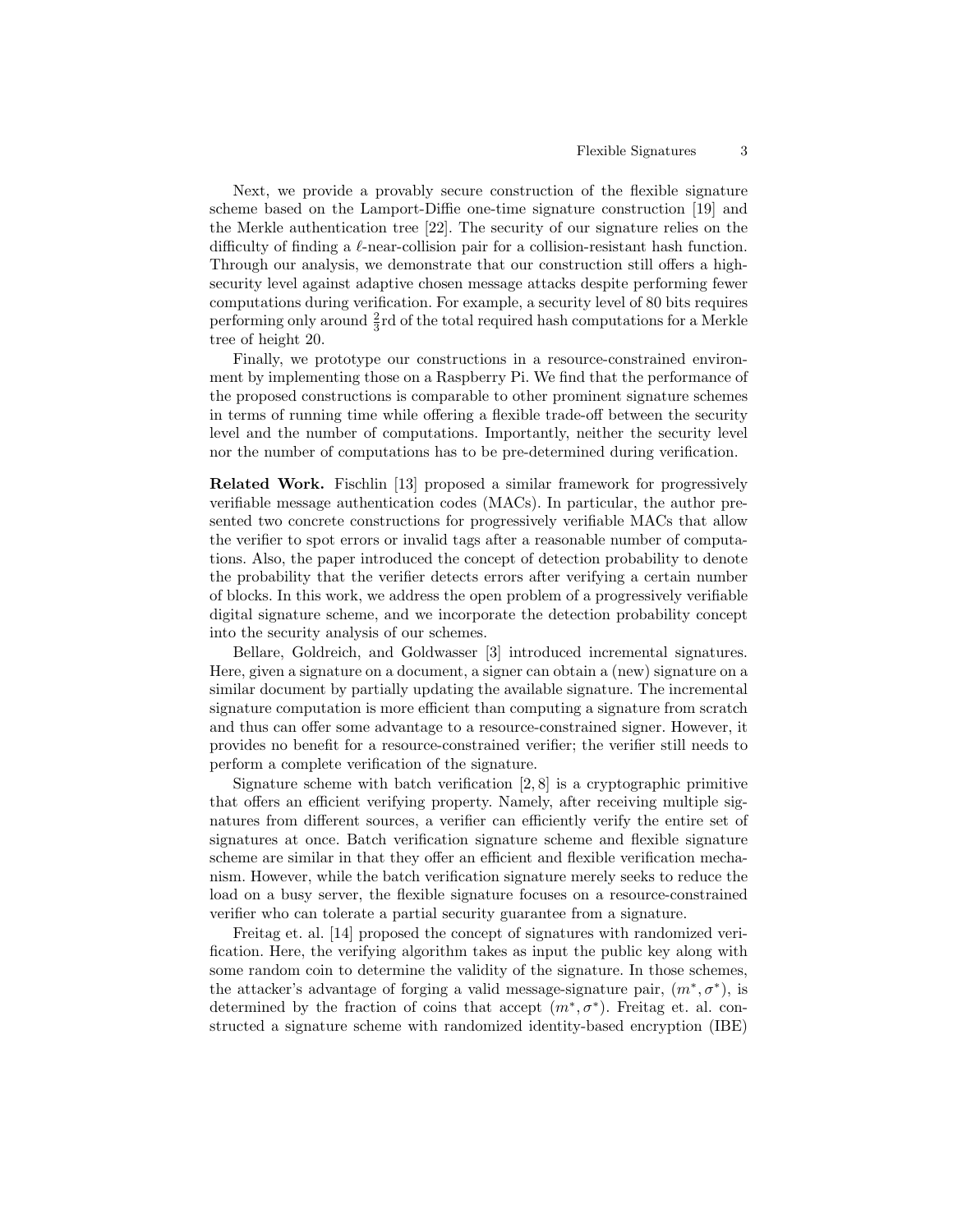Next, we provide a provably secure construction of the flexible signature scheme based on the Lamport-Diffie one-time signature construction [19] and the Merkle authentication tree [22]. The security of our signature relies on the difficulty of finding a $\ell$-near-collision pair for a collision-resistant hash function. Through our analysis, we demonstrate that our construction still offers a high-security level against adaptive chosen message attacks despite performing fewer computations during verification. For example, a security level of 80 bits requires performing only around $\frac{2}{3}$rd of the total required hash computations for a Merkle tree of height 20.

Finally, we prototype our constructions in a resource-constrained environment by implementing those on a Raspberry Pi. We find that the performance of the proposed constructions is comparable to other prominent signature schemes in terms of running time while offering a flexible trade-off between the security level and the number of computations. Importantly, neither the security level nor the number of computations has to be pre-determined during verification.

**Related Work.** Fischlin [13] proposed a similar framework for progressively verifiable message authentication codes (MACs). In particular, the author presented two concrete constructions for progressively verifiable MACs that allow the verifier to spot errors or invalid tags after a reasonable number of computations. Also, the paper introduced the concept of detection probability to denote the probability that the verifier detects errors after verifying a certain number of blocks. In this work, we address the open problem of a progressively verifiable digital signature scheme, and we incorporate the detection probability concept into the security analysis of our schemes.

Bellare, Goldreich, and Goldwasser [3] introduced incremental signatures. Here, given a signature on a document, a signer can obtain a (new) signature on a similar document by partially updating the available signature. The incremental signature computation is more efficient than computing a signature from scratch and thus can offer some advantage to a resource-constrained signer. However, it provides no benefit for a resource-constrained verifier; the verifier still needs to perform a complete verification of the signature.

Signature scheme with batch verification [2, 8] is a cryptographic primitive that offers an efficient verifying property. Namely, after receiving multiple signatures from different sources, a verifier can efficiently verify the entire set of signatures at once. Batch verification signature scheme and flexible signature scheme are similar in that they offer an efficient and flexible verification mechanism. However, while the batch verification signature merely seeks to reduce the load on a busy server, the flexible signature focuses on a resource-constrained verifier who can tolerate a partial security guarantee from a signature.

Freitag et. al. [14] proposed the concept of signatures with randomized verification. Here, the verifying algorithm takes as input the public key along with some random coin to determine the validity of the signature. In those schemes, the attacker's advantage of forging a valid message-signature pair, $(m^*, \sigma^*)$, is determined by the fraction of coins that accept $(m^*, \sigma^*)$. Freitag et. al. constructed a signature scheme with randomized identity-based encryption (IBE)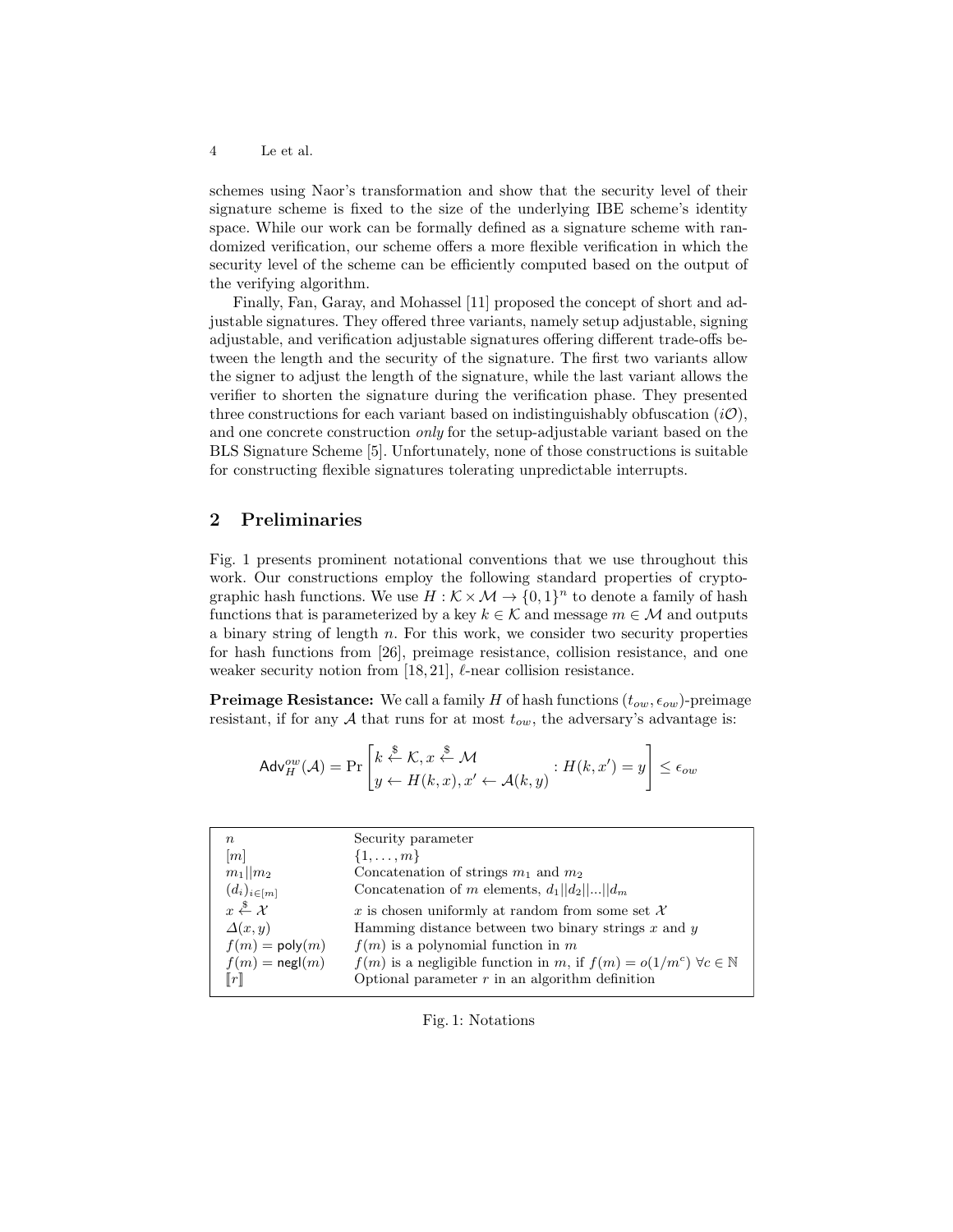schemes using Naor's transformation and show that the security level of their signature scheme is fixed to the size of the underlying IBE scheme's identity space. While our work can be formally defined as a signature scheme with randomized verification, our scheme offers a more flexible verification in which the security level of the scheme can be efficiently computed based on the output of the verifying algorithm.

Finally, Fan, Garay, and Mohassel [11] proposed the concept of short and adjustable signatures. They offered three variants, namely setup adjustable, signing adjustable, and verification adjustable signatures offering different trade-offs between the length and the security of the signature. The first two variants allow the signer to adjust the length of the signature, while the last variant allows the verifier to shorten the signature during the verification phase. They presented three constructions for each variant based on indistinguishably obfuscation ($i\mathcal{O}$), and one concrete construction *only* for the setup-adjustable variant based on the BLS Signature Scheme [5]. Unfortunately, none of those constructions is suitable for constructing flexible signatures tolerating unpredictable interrupts.

## 2 Preliminaries

Fig. 1 presents prominent notational conventions that we use throughout this work. Our constructions employ the following standard properties of cryptographic hash functions. We use $H : \mathcal{K} \times \mathcal{M} \rightarrow \{0,1\}^n$ to denote a family of hash functions that is parameterized by a key $k \in \mathcal{K}$ and message $m \in \mathcal{M}$ and outputs a binary string of length $n$. For this work, we consider two security properties for hash functions from [26], preimage resistance, collision resistance, and one weaker security notion from [18, 21], $\ell$-near collision resistance.

**Preimage Resistance:** We call a family $H$ of hash functions $(t_{ow}, \epsilon_{ow})$-preimage resistant, if for any $\mathcal{A}$ that runs for at most $t_{ow}$, the adversary's advantage is:

$$\mathsf{Adv}_H^{ow}(\mathcal{A}) = \Pr\left[\begin{matrix} k \xleftarrow{\$} \mathcal{K}, x \xleftarrow{\$} \mathcal{M} \\ y \leftarrow H(k,x), x' \leftarrow \mathcal{A}(k,y) \end{matrix} : H(k,x') = y\right] \leq \epsilon_{ow}$$

| | |
|---|---|
| $n$ | Security parameter |
| $[m]$ | $\{1, \ldots, m\}$ |
| $m_1 \| m_2$ | Concatenation of strings $m_1$ and $m_2$ |
| $(d_i)_{i \in [m]}$ | Concatenation of $m$ elements, $d_1 \| d_2 \| \ldots \| d_m$ |
| $x \xleftarrow{\$} \mathcal{X}$ | $x$ is chosen uniformly at random from some set $\mathcal{X}$ |
| $\Delta(x, y)$ | Hamming distance between two binary strings $x$ and $y$ |
| $f(m) = \mathsf{poly}(m)$ | $f(m)$ is a polynomial function in $m$ |
| $f(m) = \mathsf{negl}(m)$ | $f(m)$ is a negligible function in $m$, if $f(m) = o(1/m^c)\ \forall c \in \mathbb{N}$ |
| $[\![r]\!]$ | Optional parameter $r$ in an algorithm definition |

Fig. 1: Notations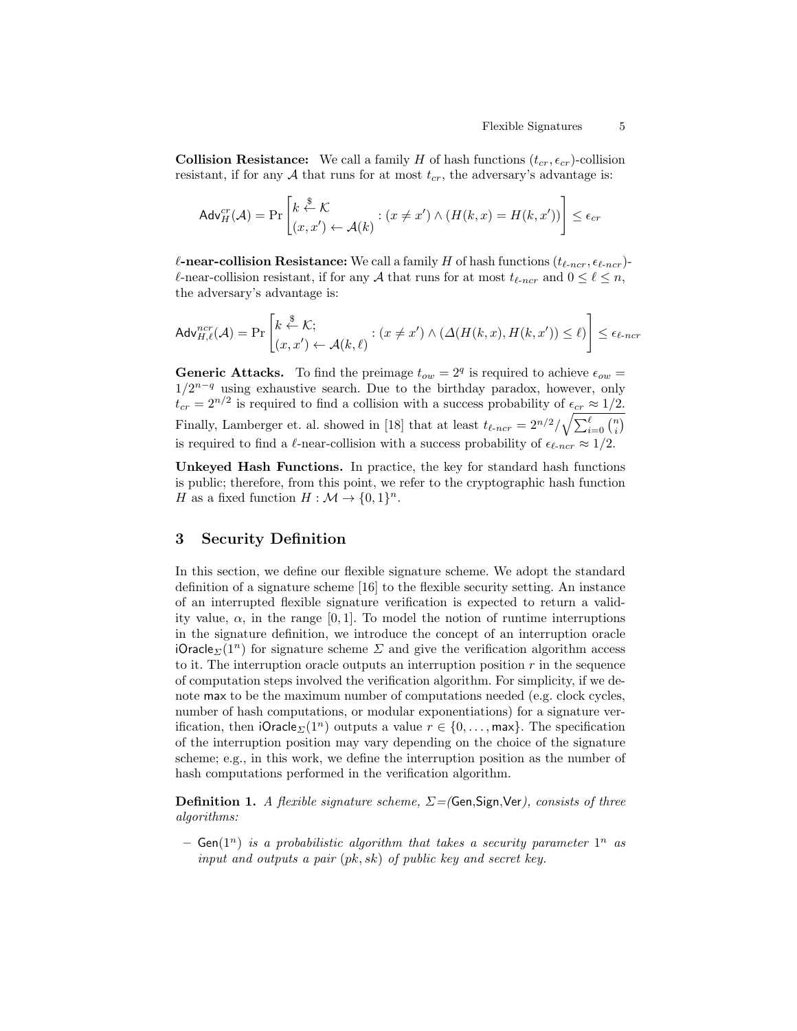**Collision Resistance:** We call a family $H$ of hash functions $(t_{cr}, \epsilon_{cr})$-collision resistant, if for any $\mathcal{A}$ that runs for at most $t_{cr}$, the adversary's advantage is:

$$\mathsf{Adv}_H^{cr}(\mathcal{A}) = \Pr\left[\begin{matrix} k \xleftarrow{\$} \mathcal{K} \\ (x, x') \leftarrow \mathcal{A}(k) \end{matrix} : (x \neq x') \wedge (H(k, x) = H(k, x'))\right] \leq \epsilon_{cr}$$

**$\ell$-near-collision Resistance:** We call a family $H$ of hash functions $(t_{\ell\text{-}ncr}, \epsilon_{\ell\text{-}ncr})$-$\ell$-near-collision resistant, if for any $\mathcal{A}$ that runs for at most $t_{\ell\text{-}ncr}$ and $0 \leq \ell \leq n$, the adversary's advantage is:

$$\mathsf{Adv}_{H,\ell}^{ncr}(\mathcal{A}) = \Pr\left[\begin{matrix} k \xleftarrow{\$} \mathcal{K}; \\ (x, x') \leftarrow \mathcal{A}(k, \ell) \end{matrix} : (x \neq x') \wedge (\Delta(H(k, x), H(k, x')) \leq \ell)\right] \leq \epsilon_{\ell\text{-}ncr}$$

**Generic Attacks.** To find the preimage $t_{ow} = 2^q$ is required to achieve $\epsilon_{ow} = 1/2^{n-q}$ using exhaustive search. Due to the birthday paradox, however, only $t_{cr} = 2^{n/2}$ is required to find a collision with a success probability of $\epsilon_{cr} \approx 1/2$. Finally, Lamberger et. al. showed in [18] that at least $t_{\ell\text{-}ncr} = 2^{n/2}/\sqrt{\sum_{i=0}^{\ell}\binom{n}{i}}$ is required to find a $\ell$-near-collision with a success probability of $\epsilon_{\ell\text{-}ncr} \approx 1/2$.

**Unkeyed Hash Functions.** In practice, the key for standard hash functions is public; therefore, from this point, we refer to the cryptographic hash function $H$ as a fixed function $H : \mathcal{M} \to \{0, 1\}^n$.

## 3 Security Definition

In this section, we define our flexible signature scheme. We adopt the standard definition of a signature scheme [16] to the flexible security setting. An instance of an interrupted flexible signature verification is expected to return a validity value, $\alpha$, in the range $[0, 1]$. To model the notion of runtime interruptions in the signature definition, we introduce the concept of an interruption oracle $\mathsf{iOracle}_\Sigma(1^n)$ for signature scheme $\Sigma$ and give the verification algorithm access to it. The interruption oracle outputs an interruption position $r$ in the sequence of computation steps involved the verification algorithm. For simplicity, if we denote $\mathsf{max}$ to be the maximum number of computations needed (e.g. clock cycles, number of hash computations, or modular exponentiations) for a signature verification, then $\mathsf{iOracle}_\Sigma(1^n)$ outputs a value $r \in \{0, \ldots, \mathsf{max}\}$. The specification of the interruption position may vary depending on the choice of the signature scheme; e.g., in this work, we define the interruption position as the number of hash computations performed in the verification algorithm.

**Definition 1.** *A flexible signature scheme, $\Sigma$=($\mathsf{Gen}$,$\mathsf{Sign}$,$\mathsf{Ver}$), consists of three algorithms:*

– *$\mathsf{Gen}(1^n)$ is a probabilistic algorithm that takes a security parameter $1^n$ as input and outputs a pair $(pk, sk)$ of public key and secret key.*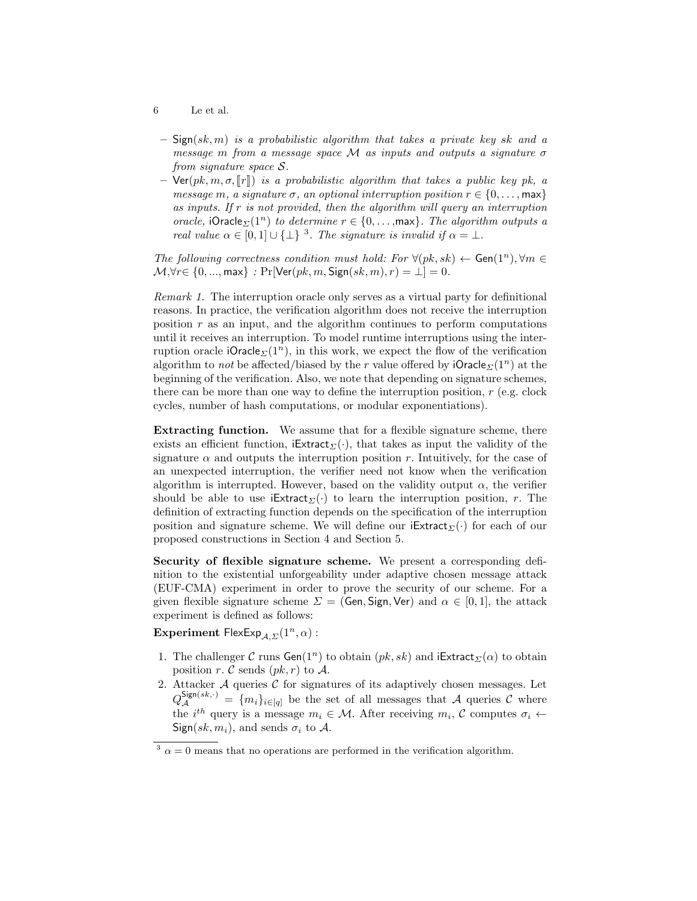– $\mathsf{Sign}(sk, m)$ *is a probabilistic algorithm that takes a private key sk and a message m from a message space $\mathcal{M}$ as inputs and outputs a signature $\sigma$ from signature space $\mathcal{S}$.*
– $\mathsf{Ver}(pk, m, \sigma, [\![r]\!])$ *is a probabilistic algorithm that takes a public key pk, a message m, a signature $\sigma$, an optional interruption position $r \in \{0, \ldots, \mathsf{max}\}$ as inputs. If r is not provided, then the algorithm will query an interruption oracle,* $\mathsf{iOracle}_{\Sigma}(1^n)$ *to determine $r \in \{0, \ldots, \mathsf{max}\}$. The algorithm outputs a real value $\alpha \in [0, 1] \cup \{\perp\}$* [3]*. The signature is invalid if $\alpha = \perp$.*

*The following correctness condition must hold: For $\forall (pk, sk) \leftarrow \mathsf{Gen}(1^n), \forall m \in \mathcal{M}, \forall r \in \{0, ..., \mathsf{max}\}$ : $\Pr[\mathsf{Ver}(pk, m, \mathsf{Sign}(sk, m), r) = \perp] = 0$.*

*Remark 1.* The interruption oracle only serves as a virtual party for definitional reasons. In practice, the verification algorithm does not receive the interruption position $r$ as an input, and the algorithm continues to perform computations until it receives an interruption. To model runtime interruptions using the interruption oracle $\mathsf{iOracle}_{\Sigma}(1^n)$, in this work, we expect the flow of the verification algorithm to *not* be affected/biased by the $r$ value offered by $\mathsf{iOracle}_{\Sigma}(1^n)$ at the beginning of the verification. Also, we note that depending on signature schemes, there can be more than one way to define the interruption position, $r$ (e.g. clock cycles, number of hash computations, or modular exponentiations).

**Extracting function.** We assume that for a flexible signature scheme, there exists an efficient function, $\mathsf{iExtract}_{\Sigma}(\cdot)$, that takes as input the validity of the signature $\alpha$ and outputs the interruption position $r$. Intuitively, for the case of an unexpected interruption, the verifier need not know when the verification algorithm is interrupted. However, based on the validity output $\alpha$, the verifier should be able to use $\mathsf{iExtract}_{\Sigma}(\cdot)$ to learn the interruption position, $r$. The definition of extracting function depends on the specification of the interruption position and signature scheme. We will define our $\mathsf{iExtract}_{\Sigma}(\cdot)$ for each of our proposed constructions in Section 4 and Section 5.

**Security of flexible signature scheme.** We present a corresponding definition to the existential unforgeability under adaptive chosen message attack (EUF-CMA) experiment in order to prove the security of our scheme. For a given flexible signature scheme $\Sigma = (\mathsf{Gen}, \mathsf{Sign}, \mathsf{Ver})$ and $\alpha \in [0, 1]$, the attack experiment is defined as follows:

**Experiment** $\mathsf{FlexExp}_{\mathcal{A},\Sigma}(1^n, \alpha)$ :

1. The challenger $\mathcal{C}$ runs $\mathsf{Gen}(1^n)$ to obtain $(pk, sk)$ and $\mathsf{iExtract}_{\Sigma}(\alpha)$ to obtain position $r$. $\mathcal{C}$ sends $(pk, r)$ to $\mathcal{A}$.
2. Attacker $\mathcal{A}$ queries $\mathcal{C}$ for signatures of its adaptively chosen messages. Let $Q_{\mathcal{A}}^{\mathsf{Sign}(sk,\cdot)} = \{m_i\}_{i \in [q]}$ be the set of all messages that $\mathcal{A}$ queries $\mathcal{C}$ where the $i^{th}$ query is a message $m_i \in \mathcal{M}$. After receiving $m_i$, $\mathcal{C}$ computes $\sigma_i \leftarrow \mathsf{Sign}(sk, m_i)$, and sends $\sigma_i$ to $\mathcal{A}$.

[3] $\alpha = 0$ means that no operations are performed in the verification algorithm.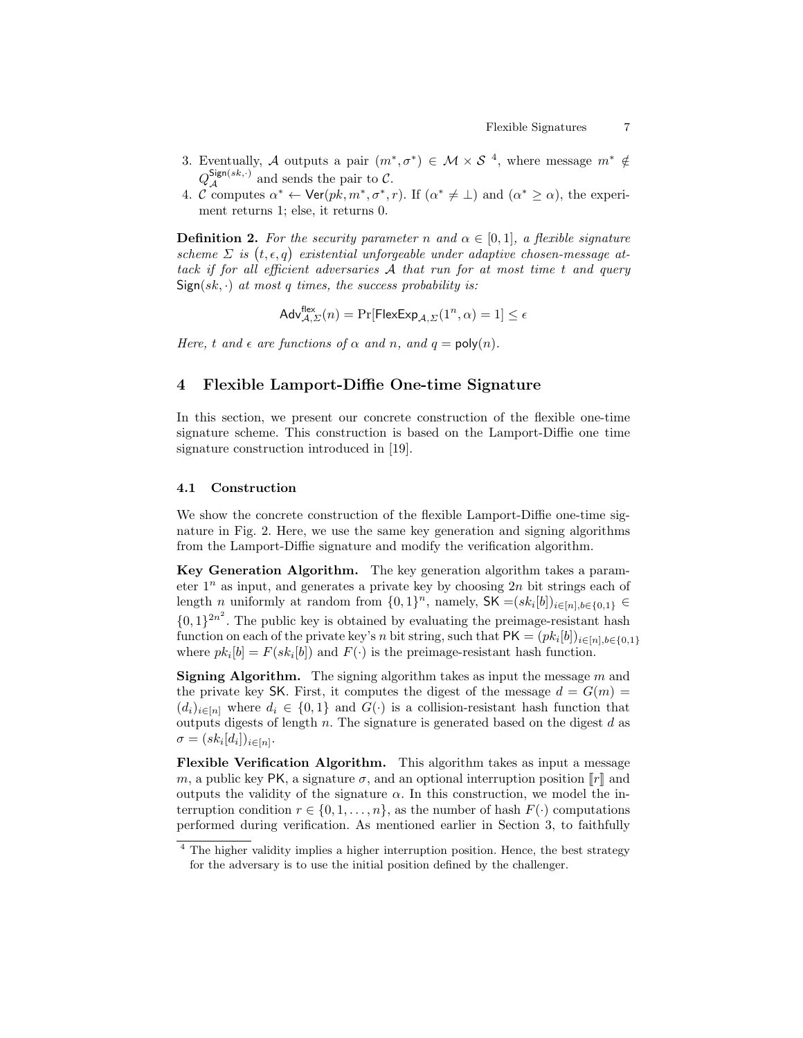3. Eventually, $\mathcal{A}$ outputs a pair $(m^*, \sigma^*) \in \mathcal{M} \times \mathcal{S}$ [4], where message $m^* \notin Q_{\mathcal{A}}^{\mathsf{Sign}(sk,\cdot)}$ and sends the pair to $\mathcal{C}$.
4. $\mathcal{C}$ computes $\alpha^* \leftarrow \mathsf{Ver}(pk, m^*, \sigma^*, r)$. If $(\alpha^* \neq \perp)$ and $(\alpha^* \geq \alpha)$, the experiment returns 1; else, it returns 0.

**Definition 2.** *For the security parameter $n$ and $\alpha \in [0, 1]$, a flexible signature scheme $\Sigma$ is $(t, \epsilon, q)$ existential unforgeable under adaptive chosen-message attack if for all efficient adversaries $\mathcal{A}$ that run for at most time $t$ and query $\mathsf{Sign}(sk, \cdot)$ at most $q$ times, the success probability is:*

$$\mathsf{Adv}^{\mathsf{flex}}_{\mathcal{A},\Sigma}(n) = \Pr[\mathsf{FlexExp}_{\mathcal{A},\Sigma}(1^n, \alpha) = 1] \leq \epsilon$$

*Here, $t$ and $\epsilon$ are functions of $\alpha$ and $n$, and $q = \mathsf{poly}(n)$.*

## 4 Flexible Lamport-Diffie One-time Signature

In this section, we present our concrete construction of the flexible one-time signature scheme. This construction is based on the Lamport-Diffie one time signature construction introduced in [19].

### 4.1 Construction

We show the concrete construction of the flexible Lamport-Diffie one-time signature in Fig. 2. Here, we use the same key generation and signing algorithms from the Lamport-Diffie signature and modify the verification algorithm.

**Key Generation Algorithm.** The key generation algorithm takes a parameter $1^n$ as input, and generates a private key by choosing $2n$ bit strings each of length $n$ uniformly at random from $\{0,1\}^n$, namely, $\mathsf{SK} = (sk_i[b])_{i\in[n],b\in\{0,1\}} \in \{0,1\}^{2n^2}$. The public key is obtained by evaluating the preimage-resistant hash function on each of the private key's $n$ bit string, such that $\mathsf{PK} = (pk_i[b])_{i\in[n],b\in\{0,1\}}$ where $pk_i[b] = F(sk_i[b])$ and $F(\cdot)$ is the preimage-resistant hash function.

**Signing Algorithm.** The signing algorithm takes as input the message $m$ and the private key $\mathsf{SK}$. First, it computes the digest of the message $d = G(m) = (d_i)_{i\in[n]}$ where $d_i \in \{0,1\}$ and $G(\cdot)$ is a collision-resistant hash function that outputs digests of length $n$. The signature is generated based on the digest $d$ as $\sigma = (sk_i[d_i])_{i\in[n]}$.

**Flexible Verification Algorithm.** This algorithm takes as input a message $m$, a public key $\mathsf{PK}$, a signature $\sigma$, and an optional interruption position $[\![r]\!]$ and outputs the validity of the signature $\alpha$. In this construction, we model the interruption condition $r \in \{0, 1, \ldots, n\}$, as the number of hash $F(\cdot)$ computations performed during verification. As mentioned earlier in Section 3, to faithfully

[4] The higher validity implies a higher interruption position. Hence, the best strategy for the adversary is to use the initial position defined by the challenger.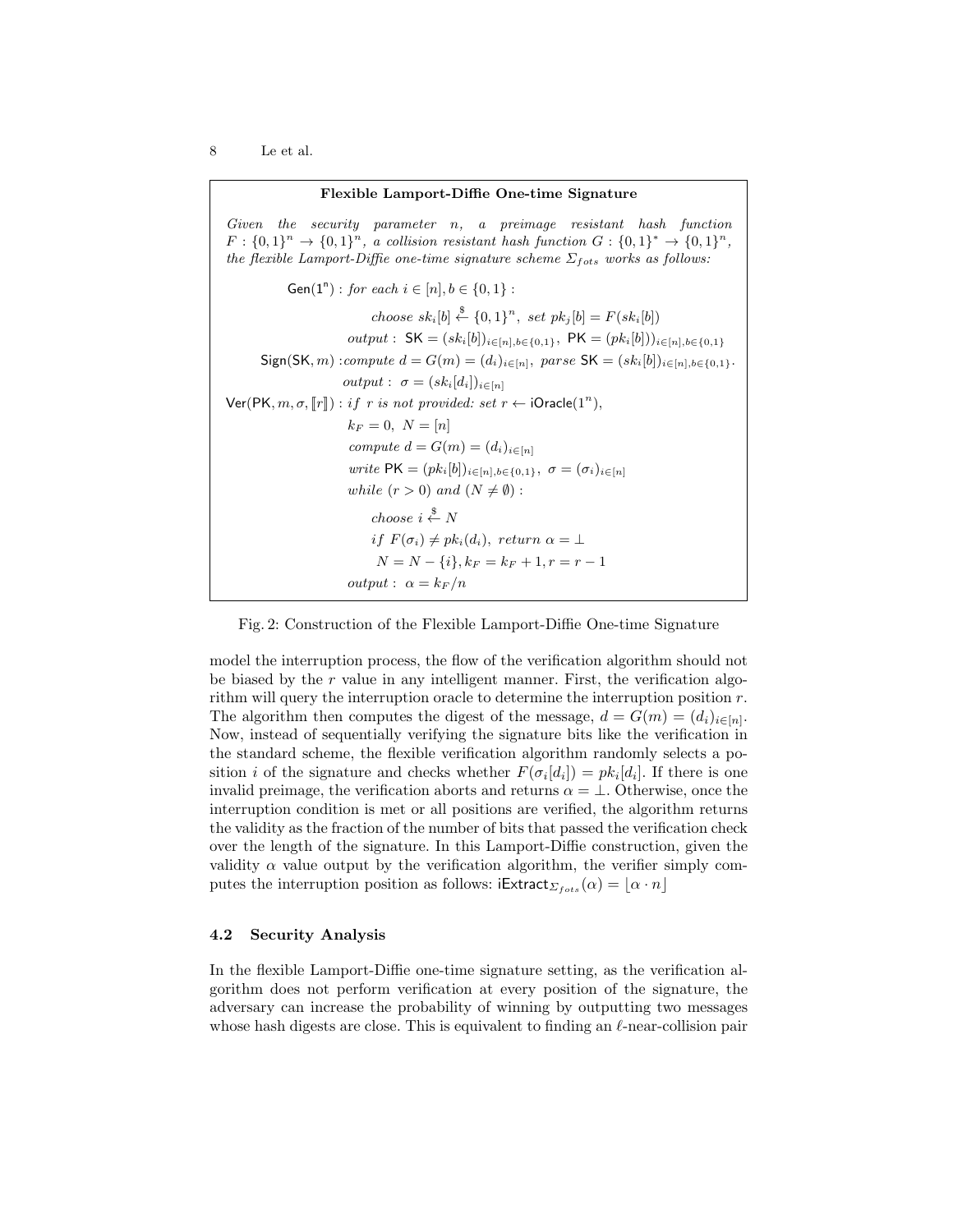**Flexible Lamport-Diffie One-time Signature**

*Given the security parameter $n$, a preimage resistant hash function $F : \{0,1\}^n \rightarrow \{0,1\}^n$, a collision resistant hash function $G : \{0,1\}^* \rightarrow \{0,1\}^n$, the flexible Lamport-Diffie one-time signature scheme $\Sigma_{fots}$ works as follows:*

$\mathsf{Gen}(1^n)$ : *for each* $i \in [n], b \in \{0,1\}$ :

*choose* $sk_i[b] \xleftarrow{\$} \{0,1\}^n$, *set* $pk_j[b] = F(sk_i[b])$

*output* : $\mathsf{SK} = (sk_i[b])_{i\in[n],b\in\{0,1\}}$, $\mathsf{PK} = (pk_i[b]))_{i\in[n],b\in\{0,1\}}$

$\mathsf{Sign}(\mathsf{SK}, m)$ : *compute* $d = G(m) = (d_i)_{i\in[n]}$, *parse* $\mathsf{SK} = (sk_i[b])_{i\in[n],b\in\{0,1\}}$.

*output* : $\sigma = (sk_i[d_i])_{i\in[n]}$

$\mathsf{Ver}(\mathsf{PK}, m, \sigma, [\![r]\!])$ : *if* $r$ *is not provided: set* $r \leftarrow \mathsf{iOracle}(1^n)$,

$k_F = 0$, $N = [n]$

*compute* $d = G(m) = (d_i)_{i\in[n]}$

*write* $\mathsf{PK} = (pk_i[b])_{i\in[n],b\in\{0,1\}}$, $\sigma = (\sigma_i)_{i\in[n]}$

*while* $(r > 0)$ *and* $(N \neq \emptyset)$ :

*choose* $i \xleftarrow{\$} N$

*if* $F(\sigma_i) \neq pk_i(d_i)$, *return* $\alpha = \perp$

$N = N - \{i\}, k_F = k_F + 1, r = r - 1$

*output* : $\alpha = k_F/n$

Fig. 2: Construction of the Flexible Lamport-Diffie One-time Signature

model the interruption process, the flow of the verification algorithm should not be biased by the $r$ value in any intelligent manner. First, the verification algorithm will query the interruption oracle to determine the interruption position $r$. The algorithm then computes the digest of the message, $d = G(m) = (d_i)_{i\in[n]}$. Now, instead of sequentially verifying the signature bits like the verification in the standard scheme, the flexible verification algorithm randomly selects a position $i$ of the signature and checks whether $F(\sigma_i[d_i]) = pk_i[d_i]$. If there is one invalid preimage, the verification aborts and returns $\alpha = \perp$. Otherwise, once the interruption condition is met or all positions are verified, the algorithm returns the validity as the fraction of the number of bits that passed the verification check over the length of the signature. In this Lamport-Diffie construction, given the validity $\alpha$ value output by the verification algorithm, the verifier simply computes the interruption position as follows: $\mathsf{iExtract}_{\Sigma_{fots}}(\alpha) = \lfloor \alpha \cdot n \rfloor$

### 4.2 Security Analysis

In the flexible Lamport-Diffie one-time signature setting, as the verification algorithm does not perform verification at every position of the signature, the adversary can increase the probability of winning by outputting two messages whose hash digests are close. This is equivalent to finding an $\ell$-near-collision pair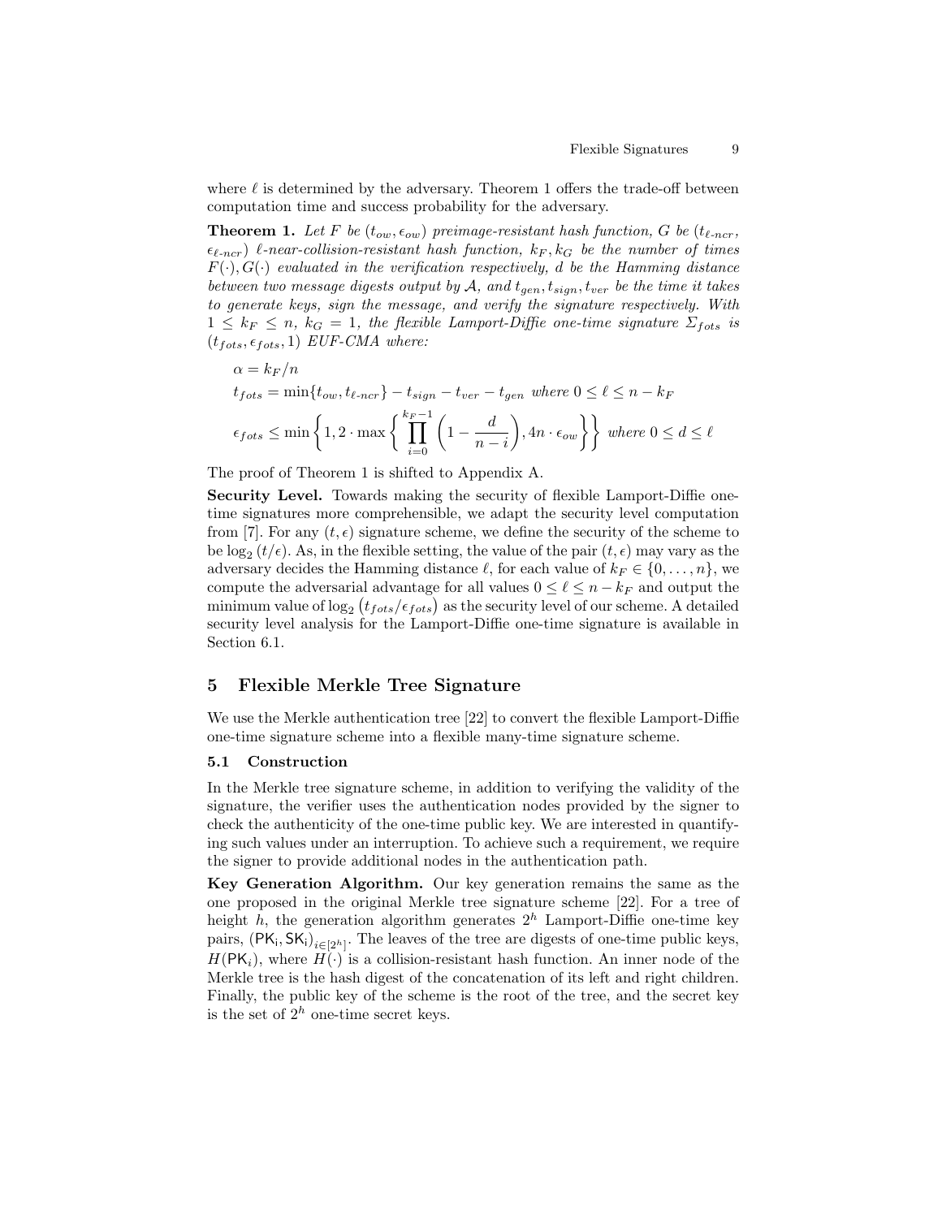where $\ell$ is determined by the adversary. Theorem 1 offers the trade-off between computation time and success probability for the adversary.

**Theorem 1.** *Let $F$ be $(t_{ow}, \epsilon_{ow})$ preimage-resistant hash function, $G$ be $(t_{\ell\text{-}ncr}, \epsilon_{\ell\text{-}ncr})$ $\ell$-near-collision-resistant hash function, $k_F, k_G$ be the number of times $F(\cdot), G(\cdot)$ evaluated in the verification respectively, $d$ be the Hamming distance between two message digests output by $\mathcal{A}$, and $t_{gen}, t_{sign}, t_{ver}$ be the time it takes to generate keys, sign the message, and verify the signature respectively. With $1 \leq k_F \leq n$, $k_G = 1$, the flexible Lamport-Diffie one-time signature $\Sigma_{fots}$ is $(t_{fots}, \epsilon_{fots}, 1)$ EUF-CMA where:*

$$\alpha = k_F/n$$

$$t_{fots} = \min\{t_{ow}, t_{\ell\text{-}ncr}\} - t_{sign} - t_{ver} - t_{gen} \text{ where } 0 \leq \ell \leq n - k_F$$

$$\epsilon_{fots} \leq \min\left\{1, 2 \cdot \max\left\{\prod_{i=0}^{k_F-1}\left(1 - \frac{d}{n-i}\right), 4n \cdot \epsilon_{ow}\right\}\right\} \text{ where } 0 \leq d \leq \ell$$

The proof of Theorem 1 is shifted to Appendix A.

**Security Level.** Towards making the security of flexible Lamport-Diffie one-time signatures more comprehensible, we adapt the security level computation from [7]. For any $(t, \epsilon)$ signature scheme, we define the security of the scheme to be $\log_2(t/\epsilon)$. As, in the flexible setting, the value of the pair $(t, \epsilon)$ may vary as the adversary decides the Hamming distance $\ell$, for each value of $k_F \in \{0, \ldots, n\}$, we compute the adversarial advantage for all values $0 \leq \ell \leq n - k_F$ and output the minimum value of $\log_2(t_{fots}/\epsilon_{fots})$ as the security level of our scheme. A detailed security level analysis for the Lamport-Diffie one-time signature is available in Section 6.1.

## 5 Flexible Merkle Tree Signature

We use the Merkle authentication tree [22] to convert the flexible Lamport-Diffie one-time signature scheme into a flexible many-time signature scheme.

### 5.1 Construction

In the Merkle tree signature scheme, in addition to verifying the validity of the signature, the verifier uses the authentication nodes provided by the signer to check the authenticity of the one-time public key. We are interested in quantifying such values under an interruption. To achieve such a requirement, we require the signer to provide additional nodes in the authentication path.

**Key Generation Algorithm.** Our key generation remains the same as the one proposed in the original Merkle tree signature scheme [22]. For a tree of height $h$, the generation algorithm generates $2^h$ Lamport-Diffie one-time key pairs, $(\mathsf{PK_i}, \mathsf{SK_i})_{i\in[2^h]}$. The leaves of the tree are digests of one-time public keys, $H(\mathsf{PK}_i)$, where $H(\cdot)$ is a collision-resistant hash function. An inner node of the Merkle tree is the hash digest of the concatenation of its left and right children. Finally, the public key of the scheme is the root of the tree, and the secret key is the set of $2^h$ one-time secret keys.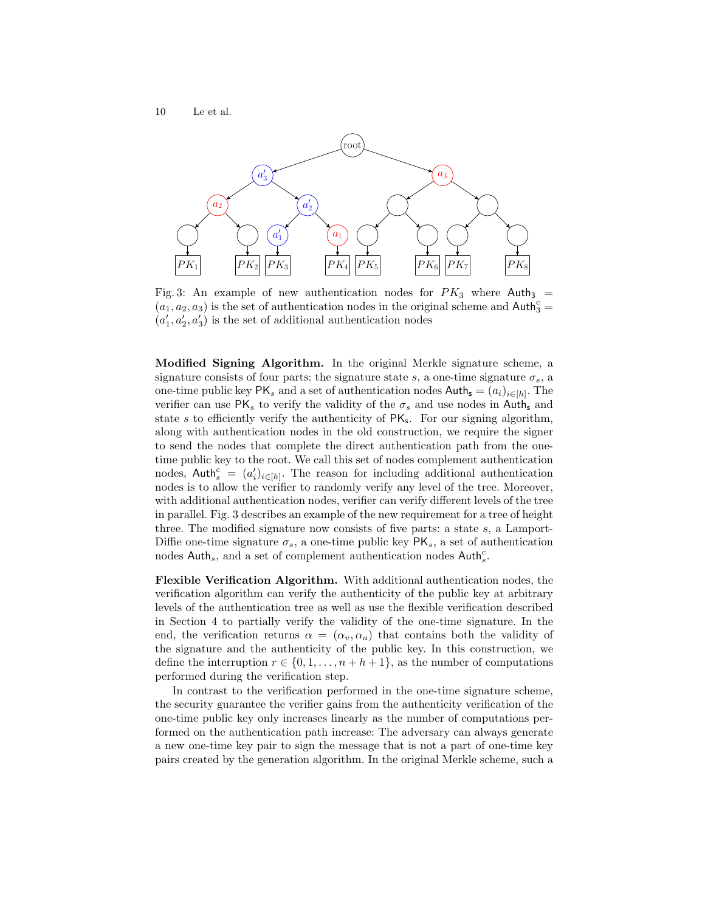Fig. 3: An example of new authentication nodes for $PK_3$ where $\mathsf{Auth_3} = (a_1, a_2, a_3)$ is the set of authentication nodes in the original scheme and $\mathsf{Auth}_3^c = (a'_1, a'_2, a'_3)$ is the set of additional authentication nodes

**Modified Signing Algorithm.** In the original Merkle signature scheme, a signature consists of four parts: the signature state $s$, a one-time signature $\sigma_s$, a one-time public key $\mathsf{PK}_s$ and a set of authentication nodes $\mathsf{Auth_s} = (a_i)_{i\in[h]}$. The verifier can use $\mathsf{PK}_s$ to verify the validity of the $\sigma_s$ and use nodes in $\mathsf{Auth_s}$ and state $s$ to efficiently verify the authenticity of $\mathsf{PK_s}$. For our signing algorithm, along with authentication nodes in the old construction, we require the signer to send the nodes that complete the direct authentication path from the one-time public key to the root. We call this set of nodes complement authentication nodes, $\mathsf{Auth}_s^c = (a'_i)_{i\in[h]}$. The reason for including additional authentication nodes is to allow the verifier to randomly verify any level of the tree. Moreover, with additional authentication nodes, verifier can verify different levels of the tree in parallel. Fig. 3 describes an example of the new requirement for a tree of height three. The modified signature now consists of five parts: a state $s$, a Lamport-Diffie one-time signature $\sigma_s$, a one-time public key $\mathsf{PK}_s$, a set of authentication nodes $\mathsf{Auth}_s$, and a set of complement authentication nodes $\mathsf{Auth}_s^c$.

**Flexible Verification Algorithm.** With additional authentication nodes, the verification algorithm can verify the authenticity of the public key at arbitrary levels of the authentication tree as well as use the flexible verification described in Section 4 to partially verify the validity of the one-time signature. In the end, the verification returns $\alpha = (\alpha_v, \alpha_a)$ that contains both the validity of the signature and the authenticity of the public key. In this construction, we define the interruption $r \in \{0, 1, \ldots, n + h + 1\}$, as the number of computations performed during the verification step.

In contrast to the verification performed in the one-time signature scheme, the security guarantee the verifier gains from the authenticity verification of the one-time public key only increases linearly as the number of computations performed on the authentication path increase: The adversary can always generate a new one-time key pair to sign the message that is not a part of one-time key pairs created by the generation algorithm. In the original Merkle scheme, such a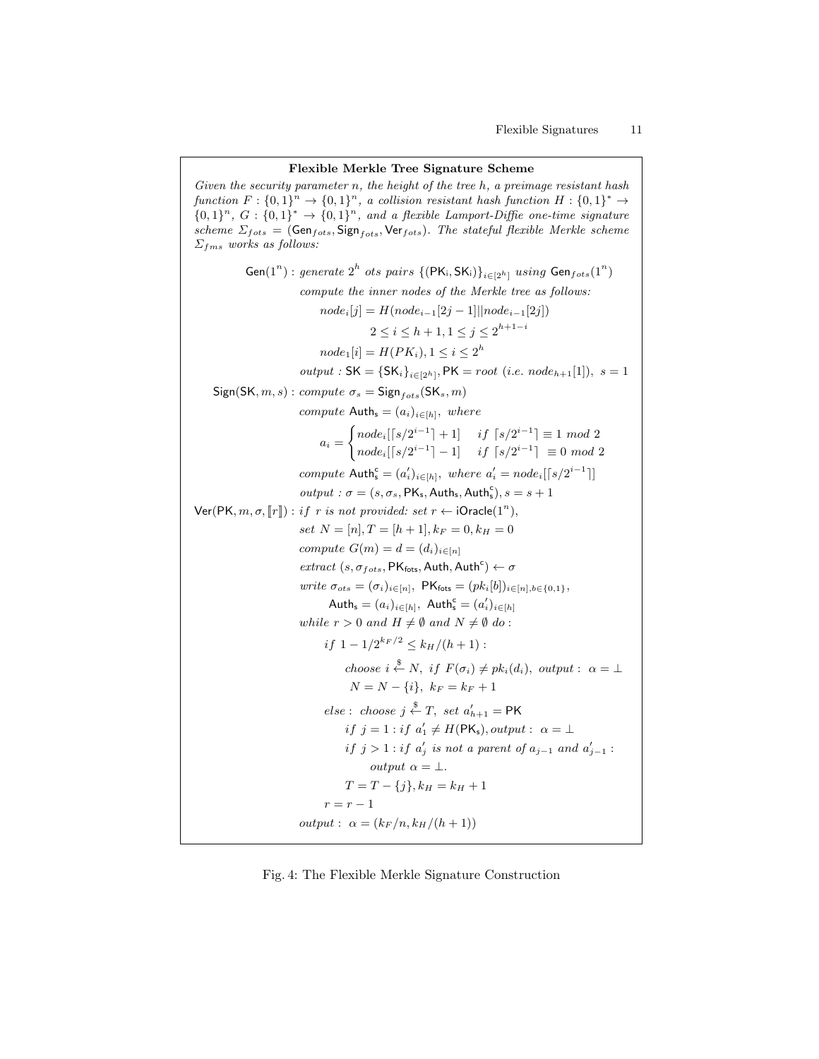**Flexible Merkle Tree Signature Scheme**

*Given the security parameter* $n$*, the height of the tree* $h$*, a preimage resistant hash function* $F : \{0,1\}^n \rightarrow \{0,1\}^n$*, a collision resistant hash function* $H : \{0,1\}^* \rightarrow \{0,1\}^n$*,* $G : \{0,1\}^* \rightarrow \{0,1\}^n$*, and a flexible Lamport-Diffie one-time signature scheme* $\Sigma_{fots} = (\mathsf{Gen}_{fots}, \mathsf{Sign}_{fots}, \mathsf{Ver}_{fots})$*. The stateful flexible Merkle scheme* $\Sigma_{fms}$ *works as follows:*

$\mathsf{Gen}(1^n)$ : *generate* $2^h$ *ots pairs* $\{(\mathsf{PK_i}, \mathsf{SK_i})\}_{i\in[2^h]}$ *using* $\mathsf{Gen}_{fots}(1^n)$

*compute the inner nodes of the Merkle tree as follows:*

$$node_i[j] = H(node_{i-1}[2j-1] || node_{i-1}[2j])$$

$$2 \le i \le h+1, 1 \le j \le 2^{h+1-i}$$

$$node_1[i] = H(PK_i), 1 \le i \le 2^h$$

*output :* $\mathsf{SK} = \{\mathsf{SK}_i\}_{i\in[2^h]}, \mathsf{PK} = root$ *(i.e.* $node_{h+1}[1]$*),* $s = 1$

$\mathsf{Sign}(\mathsf{SK}, m, s)$ : *compute* $\sigma_s = \mathsf{Sign}_{fots}(\mathsf{SK}_s, m)$

*compute* $\mathsf{Auth_s} = (a_i)_{i\in[h]}$*, where*

$$a_i = \begin{cases} node_i[\lceil s/2^{i-1} \rceil + 1] & if\ \lceil s/2^{i-1} \rceil \equiv 1\ mod\ 2 \\ node_i[\lceil s/2^{i-1} \rceil - 1] & if\ \lceil s/2^{i-1} \rceil\ \equiv 0\ mod\ 2 \end{cases}$$

*compute* $\mathsf{Auth^c_s} = (a'_i)_{i\in[h]}$*, where* $a'_i = node_i[\lceil s/2^{i-1} \rceil]$

*output :* $\sigma = (s, \sigma_s, \mathsf{PK_s}, \mathsf{Auth_s}, \mathsf{Auth^c_s}), s = s+1$

$\mathsf{Ver}(\mathsf{PK}, m, \sigma, [\![r]\!])$ : *if* $r$ *is not provided: set* $r \leftarrow \mathsf{iOracle}(1^n)$,

*set* $N = [n], T = [h+1], k_F = 0, k_H = 0$

*compute* $G(m) = d = (d_i)_{i\in[n]}$

*extract* $(s, \sigma_{fots}, \mathsf{PK_{fots}}, \mathsf{Auth}, \mathsf{Auth^c}) \leftarrow \sigma$

*write* $\sigma_{ots} = (\sigma_i)_{i\in[n]},\ \mathsf{PK_{fots}} = (pk_i[b])_{i\in[n], b\in\{0,1\}}$,

$\mathsf{Auth_s} = (a_i)_{i\in[h]},\ \mathsf{Auth^c_s} = (a'_i)_{i\in[h]}$

*while* $r > 0$ *and* $H \neq \emptyset$ *and* $N \neq \emptyset$ *do* :

*if* $1 - 1/2^{k_F/2} \le k_H/(h+1)$ :

*choose* $i \xleftarrow{\$} N$*, if* $F(\sigma_i) \neq pk_i(d_i)$*, output :* $\alpha = \bot$

$N = N - \{i\},\ k_F = k_F + 1$

*else : choose* $j \xleftarrow{\$} T$*, set* $a'_{h+1} = \mathsf{PK}$

*if* $j = 1$ : *if* $a'_1 \neq H(\mathsf{PK_s})$*, output :* $\alpha = \bot$

*if* $j > 1$ : *if* $a'_j$ *is not a parent of* $a_{j-1}$ *and* $a'_{j-1}$ :

*output* $\alpha = \bot$.

$T = T - \{j\}, k_H = k_H + 1$

$r = r - 1$

*output :* $\alpha = (k_F/n, k_H/(h+1))$

Fig. 4: The Flexible Merkle Signature Construction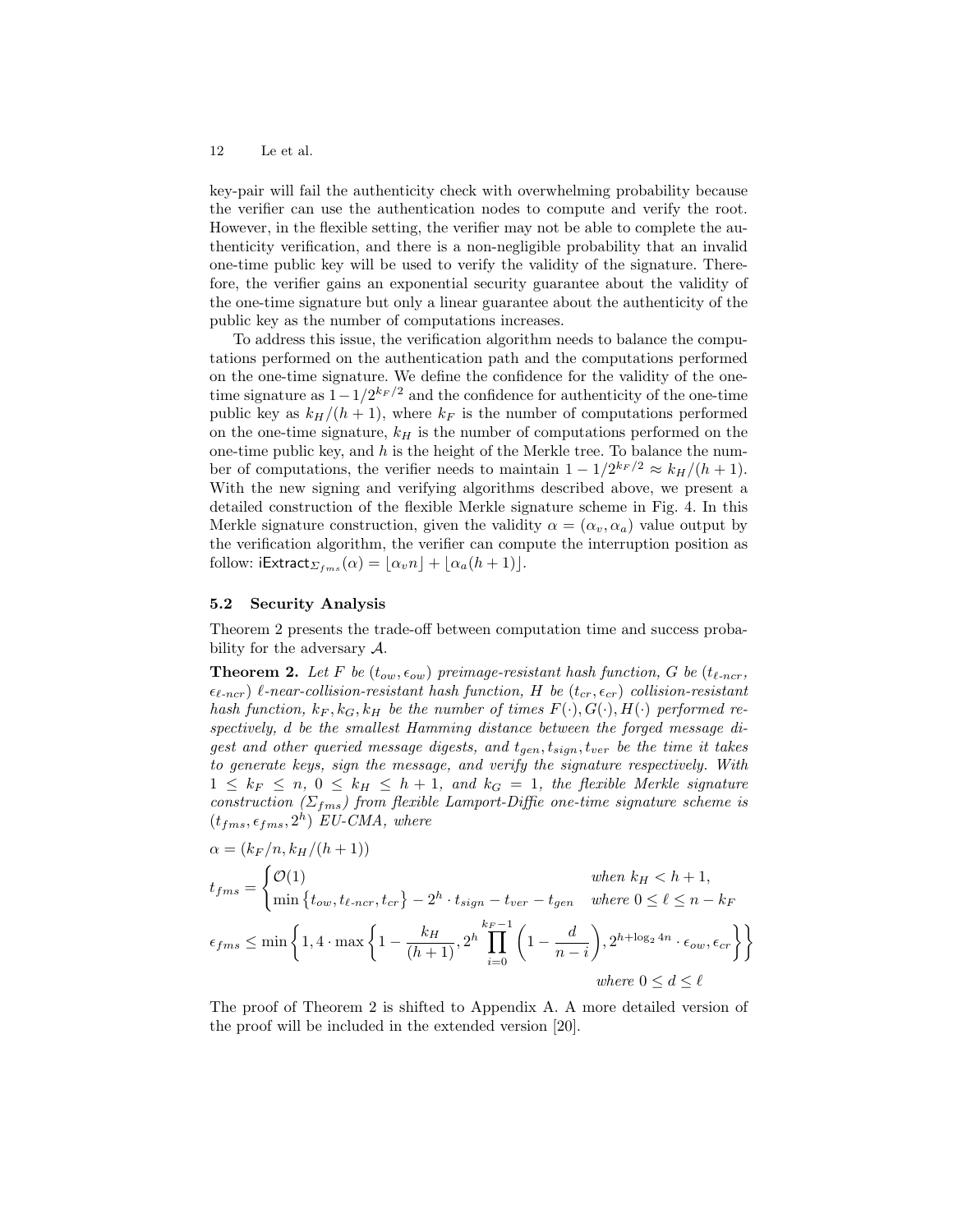key-pair will fail the authenticity check with overwhelming probability because the verifier can use the authentication nodes to compute and verify the root. However, in the flexible setting, the verifier may not be able to complete the authenticity verification, and there is a non-negligible probability that an invalid one-time public key will be used to verify the validity of the signature. Therefore, the verifier gains an exponential security guarantee about the validity of the one-time signature but only a linear guarantee about the authenticity of the public key as the number of computations increases.

To address this issue, the verification algorithm needs to balance the computations performed on the authentication path and the computations performed on the one-time signature. We define the confidence for the validity of the one-time signature as $1 - 1/2^{k_F/2}$ and the confidence for authenticity of the one-time public key as $k_H/(h+1)$, where $k_F$ is the number of computations performed on the one-time signature, $k_H$ is the number of computations performed on the one-time public key, and $h$ is the height of the Merkle tree. To balance the number of computations, the verifier needs to maintain $1 - 1/2^{k_F/2} \approx k_H/(h+1)$. With the new signing and verifying algorithms described above, we present a detailed construction of the flexible Merkle signature scheme in Fig. 4. In this Merkle signature construction, given the validity $\alpha = (\alpha_v, \alpha_a)$ value output by the verification algorithm, the verifier can compute the interruption position as follow: $\mathsf{iExtract}_{\Sigma_{fms}}(\alpha) = \lfloor \alpha_v n \rfloor + \lfloor \alpha_a (h+1) \rfloor$.

### 5.2 Security Analysis

Theorem 2 presents the trade-off between computation time and success probability for the adversary $\mathcal{A}$.

**Theorem 2.** *Let $F$ be $(t_{ow}, \epsilon_{ow})$ preimage-resistant hash function, $G$ be $(t_{\ell\text{-}ncr}, \epsilon_{\ell\text{-}ncr})$ $\ell$-near-collision-resistant hash function, $H$ be $(t_{cr}, \epsilon_{cr})$ collision-resistant hash function, $k_F, k_G, k_H$ be the number of times $F(\cdot), G(\cdot), H(\cdot)$ performed respectively, $d$ be the smallest Hamming distance between the forged message digest and other queried message digests, and $t_{gen}, t_{sign}, t_{ver}$ be the time it takes to generate keys, sign the message, and verify the signature respectively. With $1 \leq k_F \leq n$, $0 \leq k_H \leq h+1$, and $k_G = 1$, the flexible Merkle signature construction ($\Sigma_{fms}$) from flexible Lamport-Diffie one-time signature scheme is $(t_{fms}, \epsilon_{fms}, 2^h)$ EU-CMA, where*

$$\alpha = (k_F/n, k_H/(h+1))$$

$$t_{fms} = \begin{cases} \mathcal{O}(1) & \text{when } k_H < h+1, \\ \min\left\{t_{ow}, t_{\ell\text{-}ncr}, t_{cr}\right\} - 2^h \cdot t_{sign} - t_{ver} - t_{gen} & \text{where } 0 \leq \ell \leq n - k_F \end{cases}$$

$$\epsilon_{fms} \leq \min\left\{1, 4 \cdot \max\left\{1 - \frac{k_H}{(h+1)}, 2^h \prod_{i=0}^{k_F-1}\left(1 - \frac{d}{n-i}\right), 2^{h+\log_2 4n} \cdot \epsilon_{ow}, \epsilon_{cr}\right\}\right\}$$

$$\text{where } 0 \leq d \leq \ell$$

The proof of Theorem 2 is shifted to Appendix A. A more detailed version of the proof will be included in the extended version [20].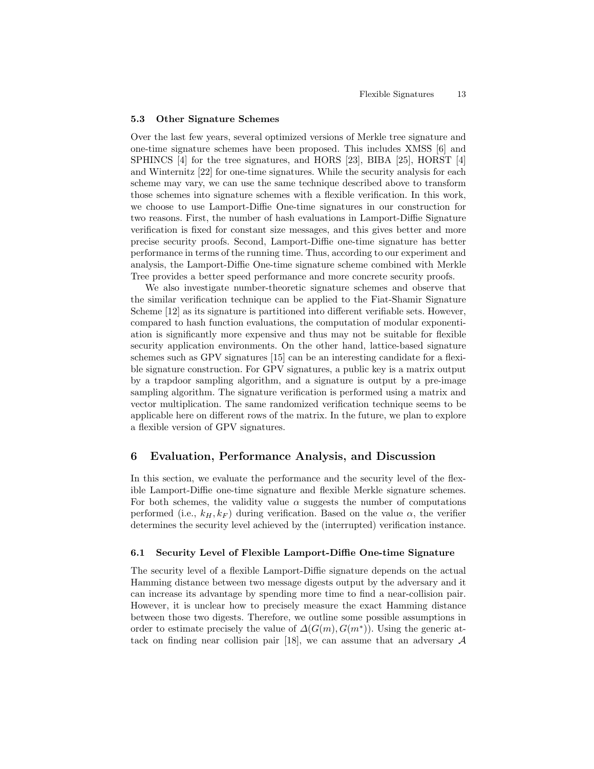### 5.3 Other Signature Schemes

Over the last few years, several optimized versions of Merkle tree signature and one-time signature schemes have been proposed. This includes XMSS [6] and SPHINCS [4] for the tree signatures, and HORS [23], BIBA [25], HORST [4] and Winternitz [22] for one-time signatures. While the security analysis for each scheme may vary, we can use the same technique described above to transform those schemes into signature schemes with a flexible verification. In this work, we choose to use Lamport-Diffie One-time signatures in our construction for two reasons. First, the number of hash evaluations in Lamport-Diffie Signature verification is fixed for constant size messages, and this gives better and more precise security proofs. Second, Lamport-Diffie one-time signature has better performance in terms of the running time. Thus, according to our experiment and analysis, the Lamport-Diffie One-time signature scheme combined with Merkle Tree provides a better speed performance and more concrete security proofs.

We also investigate number-theoretic signature schemes and observe that the similar verification technique can be applied to the Fiat-Shamir Signature Scheme [12] as its signature is partitioned into different verifiable sets. However, compared to hash function evaluations, the computation of modular exponentiation is significantly more expensive and thus may not be suitable for flexible security application environments. On the other hand, lattice-based signature schemes such as GPV signatures [15] can be an interesting candidate for a flexible signature construction. For GPV signatures, a public key is a matrix output by a trapdoor sampling algorithm, and a signature is output by a pre-image sampling algorithm. The signature verification is performed using a matrix and vector multiplication. The same randomized verification technique seems to be applicable here on different rows of the matrix. In the future, we plan to explore a flexible version of GPV signatures.

## 6 Evaluation, Performance Analysis, and Discussion

In this section, we evaluate the performance and the security level of the flexible Lamport-Diffie one-time signature and flexible Merkle signature schemes. For both schemes, the validity value $\alpha$ suggests the number of computations performed (i.e., $k_H, k_F$) during verification. Based on the value $\alpha$, the verifier determines the security level achieved by the (interrupted) verification instance.

### 6.1 Security Level of Flexible Lamport-Diffie One-time Signature

The security level of a flexible Lamport-Diffie signature depends on the actual Hamming distance between two message digests output by the adversary and it can increase its advantage by spending more time to find a near-collision pair. However, it is unclear how to precisely measure the exact Hamming distance between those two digests. Therefore, we outline some possible assumptions in order to estimate precisely the value of $\Delta(G(m), G(m^*))$. Using the generic attack on finding near collision pair [18], we can assume that an adversary $\mathcal{A}$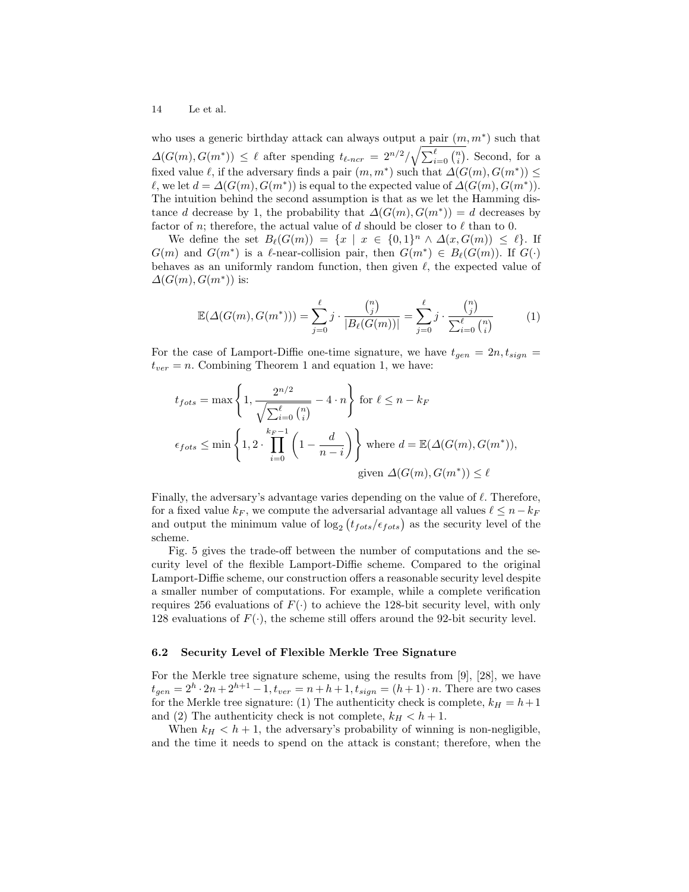who uses a generic birthday attack can always output a pair $(m, m^*)$ such that $\Delta(G(m), G(m^*)) \leq \ell$ after spending $t_{\ell\text{-}ncr} = 2^{n/2}/\sqrt{\sum_{i=0}^{\ell}\binom{n}{i}}$. Second, for a fixed value $\ell$, if the adversary finds a pair $(m, m^*)$ such that $\Delta(G(m), G(m^*)) \leq \ell$, we let $d = \Delta(G(m), G(m^*))$ is equal to the expected value of $\Delta(G(m), G(m^*))$. The intuition behind the second assumption is that as we let the Hamming distance $d$ decrease by 1, the probability that $\Delta(G(m), G(m^*)) = d$ decreases by factor of $n$; therefore, the actual value of $d$ should be closer to $\ell$ than to 0.

We define the set $B_\ell(G(m)) = \{x \mid x \in \{0,1\}^n \wedge \Delta(x, G(m)) \leq \ell\}$. If $G(m)$ and $G(m^*)$ is a $\ell$-near-collision pair, then $G(m^*) \in B_\ell(G(m))$. If $G(\cdot)$ behaves as an uniformly random function, then given $\ell$, the expected value of $\Delta(G(m), G(m^*))$ is:

$$\mathbb{E}(\Delta(G(m), G(m^*))) = \sum_{j=0}^{\ell} j \cdot \frac{\binom{n}{j}}{|B_\ell(G(m))|} = \sum_{j=0}^{\ell} j \cdot \frac{\binom{n}{j}}{\sum_{i=0}^{\ell}\binom{n}{i}} \tag{1}$$

For the case of Lamport-Diffie one-time signature, we have $t_{gen} = 2n, t_{sign} = t_{ver} = n$. Combining Theorem 1 and equation 1, we have:

$$t_{fots} = \max\left\{1, \frac{2^{n/2}}{\sqrt{\sum_{i=0}^{\ell}\binom{n}{i}}} - 4 \cdot n\right\} \text{ for } \ell \leq n - k_F$$

$$\epsilon_{fots} \leq \min\left\{1, 2 \cdot \prod_{i=0}^{k_F-1}\left(1 - \frac{d}{n-i}\right)\right\} \text{ where } d = \mathbb{E}(\Delta(G(m), G(m^*)),$$
$$\text{given } \Delta(G(m), G(m^*)) \leq \ell$$

Finally, the adversary's advantage varies depending on the value of $\ell$. Therefore, for a fixed value $k_F$, we compute the adversarial advantage all values $\ell \leq n - k_F$ and output the minimum value of $\log_2\left(t_{fots}/\epsilon_{fots}\right)$ as the security level of the scheme.

Fig. 5 gives the trade-off between the number of computations and the security level of the flexible Lamport-Diffie scheme. Compared to the original Lamport-Diffie scheme, our construction offers a reasonable security level despite a smaller number of computations. For example, while a complete verification requires 256 evaluations of $F(\cdot)$ to achieve the 128-bit security level, with only 128 evaluations of $F(\cdot)$, the scheme still offers around the 92-bit security level.

### 6.2 Security Level of Flexible Merkle Tree Signature

For the Merkle tree signature scheme, using the results from [9], [28], we have $t_{gen} = 2^h \cdot 2n + 2^{h+1} - 1, t_{ver} = n + h + 1, t_{sign} = (h+1) \cdot n$. There are two cases for the Merkle tree signature: (1) The authenticity check is complete, $k_H = h+1$ and (2) The authenticity check is not complete, $k_H < h + 1$.

When $k_H < h + 1$, the adversary's probability of winning is non-negligible, and the time it needs to spend on the attack is constant; therefore, when the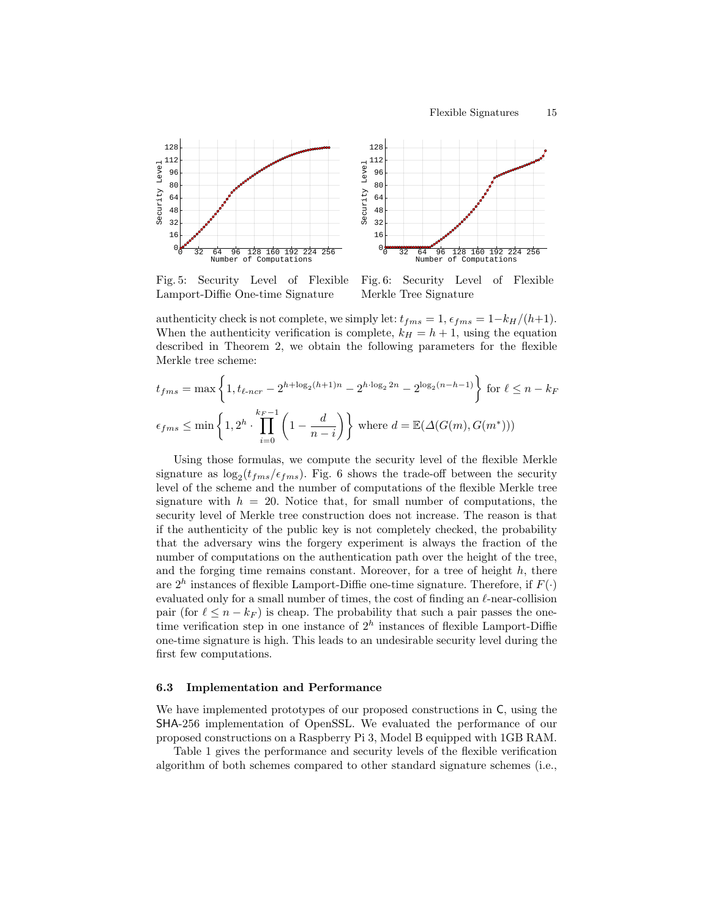Fig. 5: Security Level of Flexible Lamport-Diffie One-time Signature

Fig. 6: Security Level of Flexible Merkle Tree Signature

authenticity check is not complete, we simply let: $t_{fms} = 1$, $\epsilon_{fms} = 1 - k_H/(h+1)$. When the authenticity verification is complete, $k_H = h+1$, using the equation described in Theorem 2, we obtain the following parameters for the flexible Merkle tree scheme:

$$t_{fms} = \max\left\{1, t_{\ell\text{-}ncr} - 2^{h+\log_2(h+1)n} - 2^{h \cdot \log_2 2n} - 2^{\log_2(n-h-1)}\right\} \text{ for } \ell \leq n - k_F$$

$$\epsilon_{fms} \leq \min\left\{1, 2^h \cdot \prod_{i=0}^{k_F-1}\left(1 - \frac{d}{n-i}\right)\right\} \text{ where } d = \mathbb{E}(\Delta(G(m), G(m^*)))$$

Using those formulas, we compute the security level of the flexible Merkle signature as $\log_2(t_{fms}/\epsilon_{fms})$. Fig. 6 shows the trade-off between the security level of the scheme and the number of computations of the flexible Merkle tree signature with $h = 20$. Notice that, for small number of computations, the security level of Merkle tree construction does not increase. The reason is that if the authenticity of the public key is not completely checked, the probability that the adversary wins the forgery experiment is always the fraction of the number of computations on the authentication path over the height of the tree, and the forging time remains constant. Moreover, for a tree of height $h$, there are $2^h$ instances of flexible Lamport-Diffie one-time signature. Therefore, if $F(\cdot)$ evaluated only for a small number of times, the cost of finding an $\ell$-near-collision pair (for $\ell \leq n - k_F$) is cheap. The probability that such a pair passes the one-time verification step in one instance of $2^h$ instances of flexible Lamport-Diffie one-time signature is high. This leads to an undesirable security level during the first few computations.

### 6.3 Implementation and Performance

We have implemented prototypes of our proposed constructions in C, using the SHA-256 implementation of OpenSSL. We evaluated the performance of our proposed constructions on a Raspberry Pi 3, Model B equipped with 1GB RAM.

Table 1 gives the performance and security levels of the flexible verification algorithm of both schemes compared to other standard signature schemes (i.e.,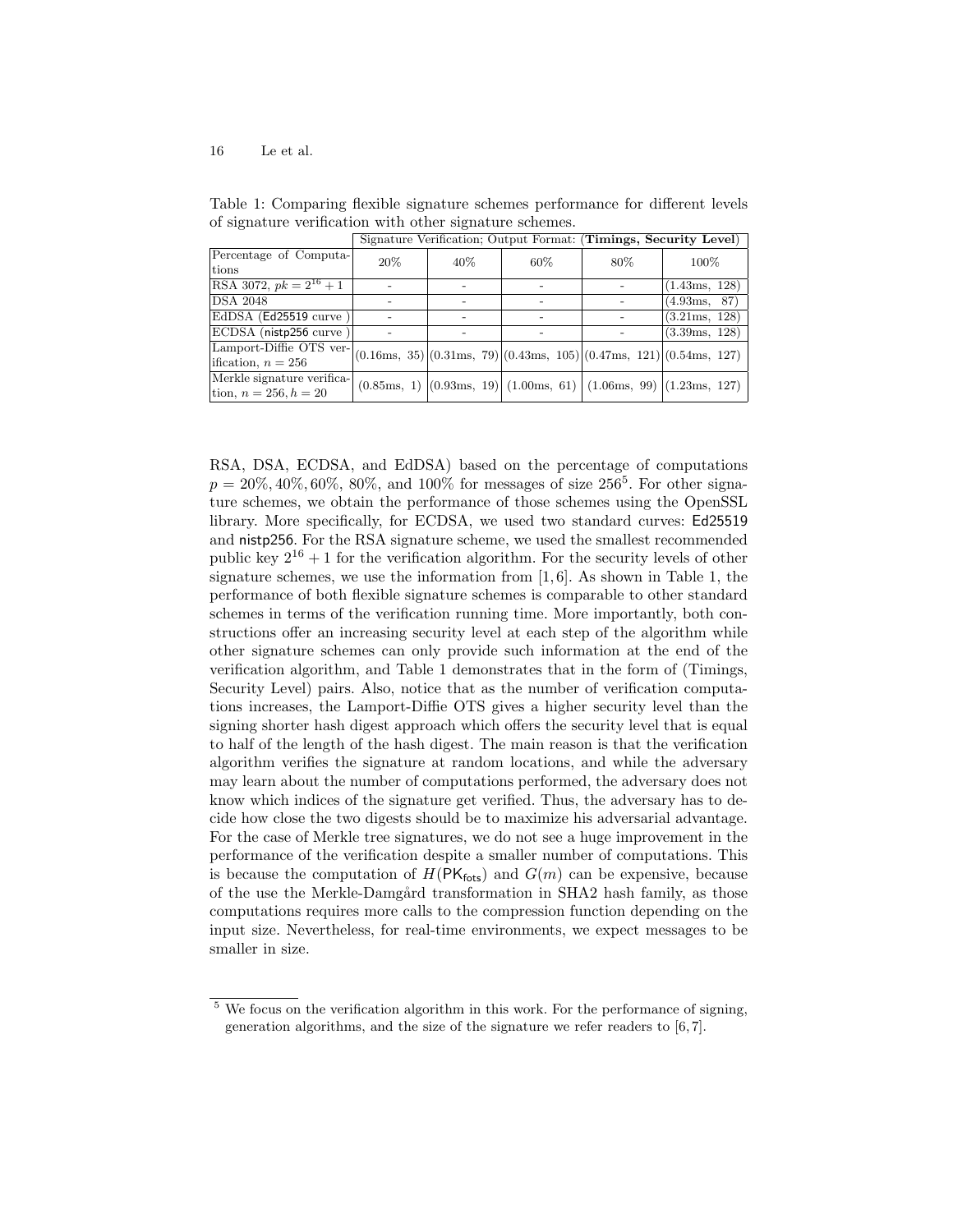Table 1: Comparing flexible signature schemes performance for different levels of signature verification with other signature schemes.

| | Signature Verification; Output Format: (**Timings, Security Level**) | | | | |
|---|---|---|---|---|---|
| Percentage of Computations | 20% | 40% | 60% | 80% | 100% |
| RSA 3072, $pk = 2^{16} + 1$ | - | - | - | - | (1.43ms, 128) |
| DSA 2048 | - | - | - | - | (4.93ms, 87) |
| EdDSA (Ed25519 curve ) | - | - | - | - | (3.21ms, 128) |
| ECDSA (nistp256 curve ) | - | - | - | - | (3.39ms, 128) |
| Lamport-Diffie OTS verification, $n = 256$ | (0.16ms, 35) | (0.31ms, 79) | (0.43ms, 105) | (0.47ms, 121) | (0.54ms, 127) |
| Merkle signature verification, $n = 256, h = 20$ | (0.85ms, 1) | (0.93ms, 19) | (1.00ms, 61) | (1.06ms, 99) | (1.23ms, 127) |

RSA, DSA, ECDSA, and EdDSA) based on the percentage of computations $p = 20\%, 40\%, 60\%, 80\%$, and $100\%$ for messages of size 256[5]. For other signature schemes, we obtain the performance of those schemes using the OpenSSL library. More specifically, for ECDSA, we used two standard curves: Ed25519 and nistp256. For the RSA signature scheme, we used the smallest recommended public key $2^{16} + 1$ for the verification algorithm. For the security levels of other signature schemes, we use the information from [1, 6]. As shown in Table 1, the performance of both flexible signature schemes is comparable to other standard schemes in terms of the verification running time. More importantly, both constructions offer an increasing security level at each step of the algorithm while other signature schemes can only provide such information at the end of the verification algorithm, and Table 1 demonstrates that in the form of (Timings, Security Level) pairs. Also, notice that as the number of verification computations increases, the Lamport-Diffie OTS gives a higher security level than the signing shorter hash digest approach which offers the security level that is equal to half of the length of the hash digest. The main reason is that the verification algorithm verifies the signature at random locations, and while the adversary may learn about the number of computations performed, the adversary does not know which indices of the signature get verified. Thus, the adversary has to decide how close the two digests should be to maximize his adversarial advantage. For the case of Merkle tree signatures, we do not see a huge improvement in the performance of the verification despite a smaller number of computations. This is because the computation of $H(\mathsf{PK}_{\mathsf{fots}})$ and $G(m)$ can be expensive, because of the use the Merkle-Damgård transformation in SHA2 hash family, as those computations requires more calls to the compression function depending on the input size. Nevertheless, for real-time environments, we expect messages to be smaller in size.

[5] We focus on the verification algorithm in this work. For the performance of signing, generation algorithms, and the size of the signature we refer readers to [6, 7].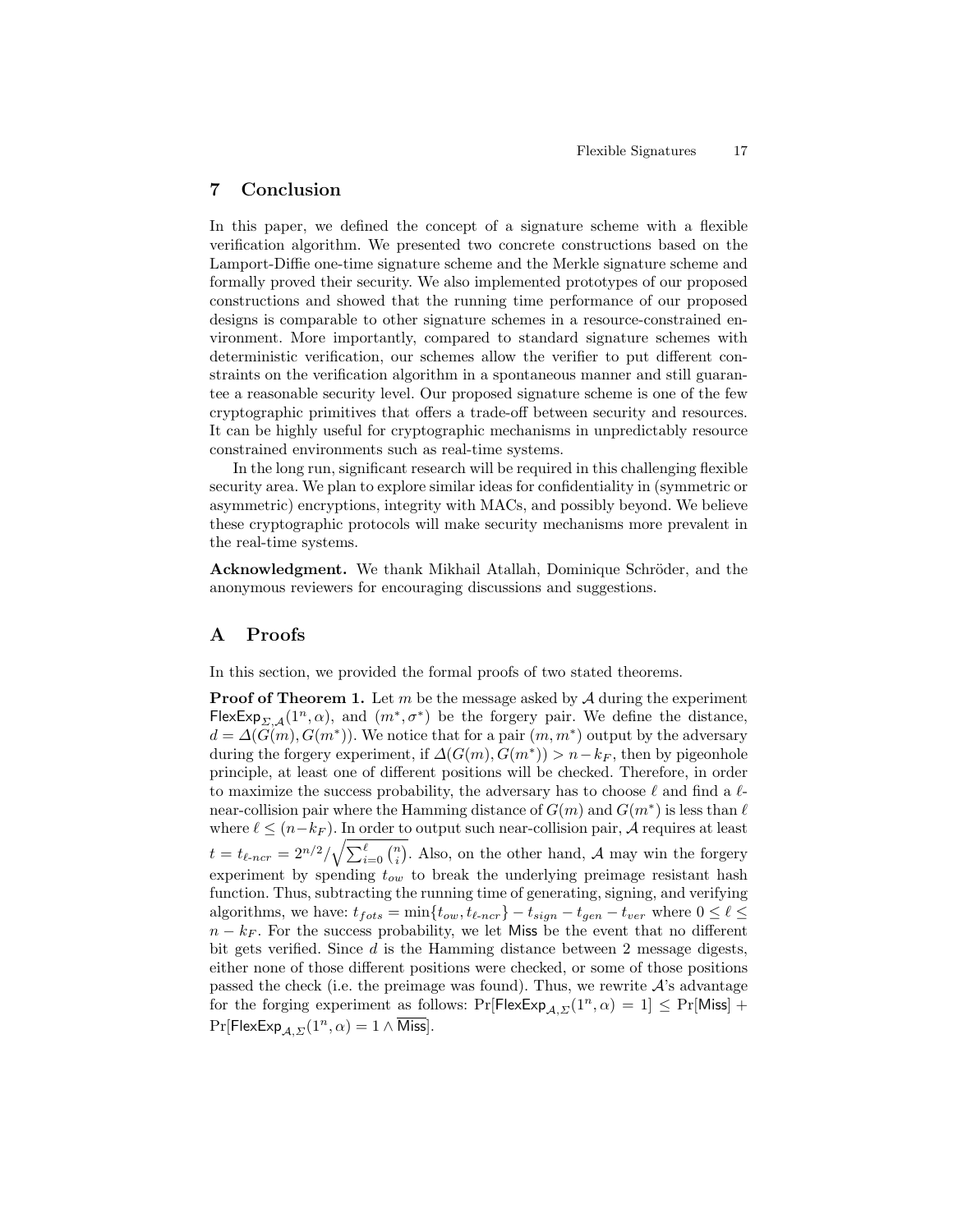## 7 Conclusion

In this paper, we defined the concept of a signature scheme with a flexible verification algorithm. We presented two concrete constructions based on the Lamport-Diffie one-time signature scheme and the Merkle signature scheme and formally proved their security. We also implemented prototypes of our proposed constructions and showed that the running time performance of our proposed designs is comparable to other signature schemes in a resource-constrained environment. More importantly, compared to standard signature schemes with deterministic verification, our schemes allow the verifier to put different constraints on the verification algorithm in a spontaneous manner and still guarantee a reasonable security level. Our proposed signature scheme is one of the few cryptographic primitives that offers a trade-off between security and resources. It can be highly useful for cryptographic mechanisms in unpredictably resource constrained environments such as real-time systems.

In the long run, significant research will be required in this challenging flexible security area. We plan to explore similar ideas for confidentiality in (symmetric or asymmetric) encryptions, integrity with MACs, and possibly beyond. We believe these cryptographic protocols will make security mechanisms more prevalent in the real-time systems.

**Acknowledgment.** We thank Mikhail Atallah, Dominique Schröder, and the anonymous reviewers for encouraging discussions and suggestions.

## A Proofs

In this section, we provided the formal proofs of two stated theorems.

**Proof of Theorem 1.** Let $m$ be the message asked by $\mathcal{A}$ during the experiment $\mathsf{FlexExp}_{\Sigma,\mathcal{A}}(1^n, \alpha)$, and $(m^*, \sigma^*)$ be the forgery pair. We define the distance, $d = \Delta(G(m), G(m^*))$. We notice that for a pair $(m, m^*)$ output by the adversary during the forgery experiment, if $\Delta(G(m), G(m^*)) > n - k_F$, then by pigeonhole principle, at least one of different positions will be checked. Therefore, in order to maximize the success probability, the adversary has to choose $\ell$ and find a $\ell$-near-collision pair where the Hamming distance of $G(m)$ and $G(m^*)$ is less than $\ell$ where $\ell \leq (n - k_F)$. In order to output such near-collision pair, $\mathcal{A}$ requires at least $t = t_{\ell\text{-}ncr} = 2^{n/2} / \sqrt{\sum_{i=0}^{\ell} \binom{n}{i}}$. Also, on the other hand, $\mathcal{A}$ may win the forgery experiment by spending $t_{ow}$ to break the underlying preimage resistant hash function. Thus, subtracting the running time of generating, signing, and verifying algorithms, we have: $t_{fots} = \min\{t_{ow}, t_{\ell\text{-}ncr}\} - t_{sign} - t_{gen} - t_{ver}$ where $0 \leq \ell \leq n - k_F$. For the success probability, we let $\mathsf{Miss}$ be the event that no different bit gets verified. Since $d$ is the Hamming distance between 2 message digests, either none of those different positions were checked, or some of those positions passed the check (i.e. the preimage was found). Thus, we rewrite $\mathcal{A}$'s advantage for the forging experiment as follows: $\Pr[\mathsf{FlexExp}_{\mathcal{A},\Sigma}(1^n, \alpha) = 1] \leq \Pr[\mathsf{Miss}] + \Pr[\mathsf{FlexExp}_{\mathcal{A},\Sigma}(1^n, \alpha) = 1 \wedge \overline{\mathsf{Miss}}]$.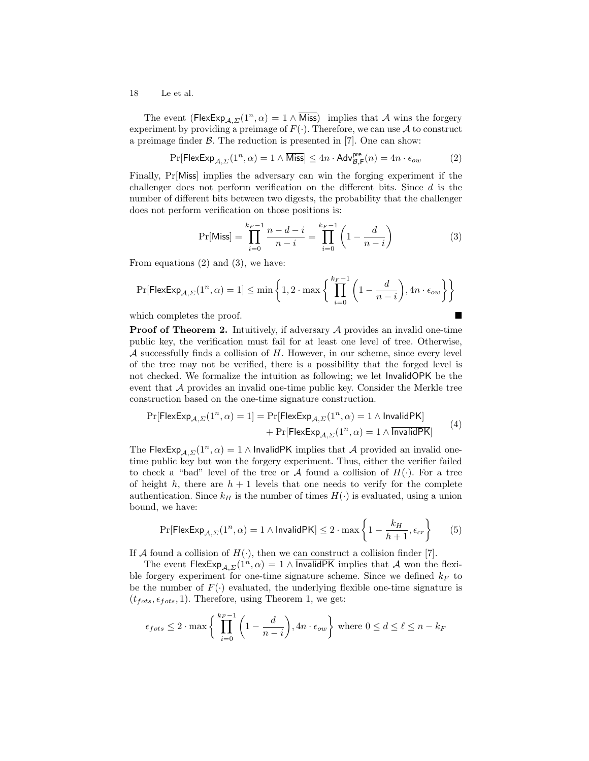The event $(\mathsf{FlexExp}_{\mathcal{A},\Sigma}(1^n, \alpha) = 1 \wedge \overline{\mathsf{Miss}})$ implies that $\mathcal{A}$ wins the forgery experiment by providing a preimage of $F(\cdot)$. Therefore, we can use $\mathcal{A}$ to construct a preimage finder $\mathcal{B}$. The reduction is presented in [7]. One can show:

$$\Pr[\mathsf{FlexExp}_{\mathcal{A},\Sigma}(1^n, \alpha) = 1 \wedge \overline{\mathsf{Miss}}] \leq 4n \cdot \mathsf{Adv}^{\mathsf{pre}}_{\mathcal{B},\mathsf{F}}(n) = 4n \cdot \epsilon_{ow} \tag{2}$$

Finally, $\Pr[\mathsf{Miss}]$ implies the adversary can win the forging experiment if the challenger does not perform verification on the different bits. Since $d$ is the number of different bits between two digests, the probability that the challenger does not perform verification on those positions is:

$$\Pr[\mathsf{Miss}] = \prod_{i=0}^{k_F-1} \frac{n-d-i}{n-i} = \prod_{i=0}^{k_F-1} \left(1 - \frac{d}{n-i}\right) \tag{3}$$

From equations (2) and (3), we have:

$$\Pr[\mathsf{FlexExp}_{\mathcal{A},\Sigma}(1^n, \alpha) = 1] \leq \min\left\{1, 2 \cdot \max\left\{\prod_{i=0}^{k_F-1}\left(1 - \frac{d}{n-i}\right), 4n \cdot \epsilon_{ow}\right\}\right\}$$

which completes the proof. ■

**Proof of Theorem 2.** Intuitively, if adversary $\mathcal{A}$ provides an invalid one-time public key, the verification must fail for at least one level of tree. Otherwise, $\mathcal{A}$ successfully finds a collision of $H$. However, in our scheme, since every level of the tree may not be verified, there is a possibility that the forged level is not checked. We formalize the intuition as following; we let $\mathsf{InvalidOPK}$ be the event that $\mathcal{A}$ provides an invalid one-time public key. Consider the Merkle tree construction based on the one-time signature construction.

$$\begin{aligned} \Pr[\mathsf{FlexExp}_{\mathcal{A},\Sigma}(1^n, \alpha) = 1] = \Pr[&\mathsf{FlexExp}_{\mathcal{A},\Sigma}(1^n, \alpha) = 1 \wedge \mathsf{InvalidPK}] \\ &+ \Pr[\mathsf{FlexExp}_{\mathcal{A},\Sigma}(1^n, \alpha) = 1 \wedge \overline{\mathsf{InvalidPK}}] \end{aligned} \tag{4}$$

The $\mathsf{FlexExp}_{\mathcal{A},\Sigma}(1^n, \alpha) = 1 \wedge \mathsf{InvalidPK}$ implies that $\mathcal{A}$ provided an invalid one-time public key but won the forgery experiment. Thus, either the verifier failed to check a "bad" level of the tree or $\mathcal{A}$ found a collision of $H(\cdot)$. For a tree of height $h$, there are $h+1$ levels that one needs to verify for the complete authentication. Since $k_H$ is the number of times $H(\cdot)$ is evaluated, using a union bound, we have:

$$\Pr[\mathsf{FlexExp}_{\mathcal{A},\Sigma}(1^n, \alpha) = 1 \wedge \mathsf{InvalidPK}] \leq 2 \cdot \max\left\{1 - \frac{k_H}{h+1}, \epsilon_{cr}\right\} \tag{5}$$

If $\mathcal{A}$ found a collision of $H(\cdot)$, then we can construct a collision finder [7].

The event $\mathsf{FlexExp}_{\mathcal{A},\Sigma}(1^n, \alpha) = 1 \wedge \overline{\mathsf{InvalidPK}}$ implies that $\mathcal{A}$ won the flexible forgery experiment for one-time signature scheme. Since we defined $k_F$ to be the number of $F(\cdot)$ evaluated, the underlying flexible one-time signature is $(t_{fots}, \epsilon_{fots}, 1)$. Therefore, using Theorem 1, we get:

$$\epsilon_{fots} \leq 2 \cdot \max\left\{\prod_{i=0}^{k_F-1}\left(1 - \frac{d}{n-i}\right), 4n \cdot \epsilon_{ow}\right\} \text{ where } 0 \leq d \leq \ell \leq n - k_F$$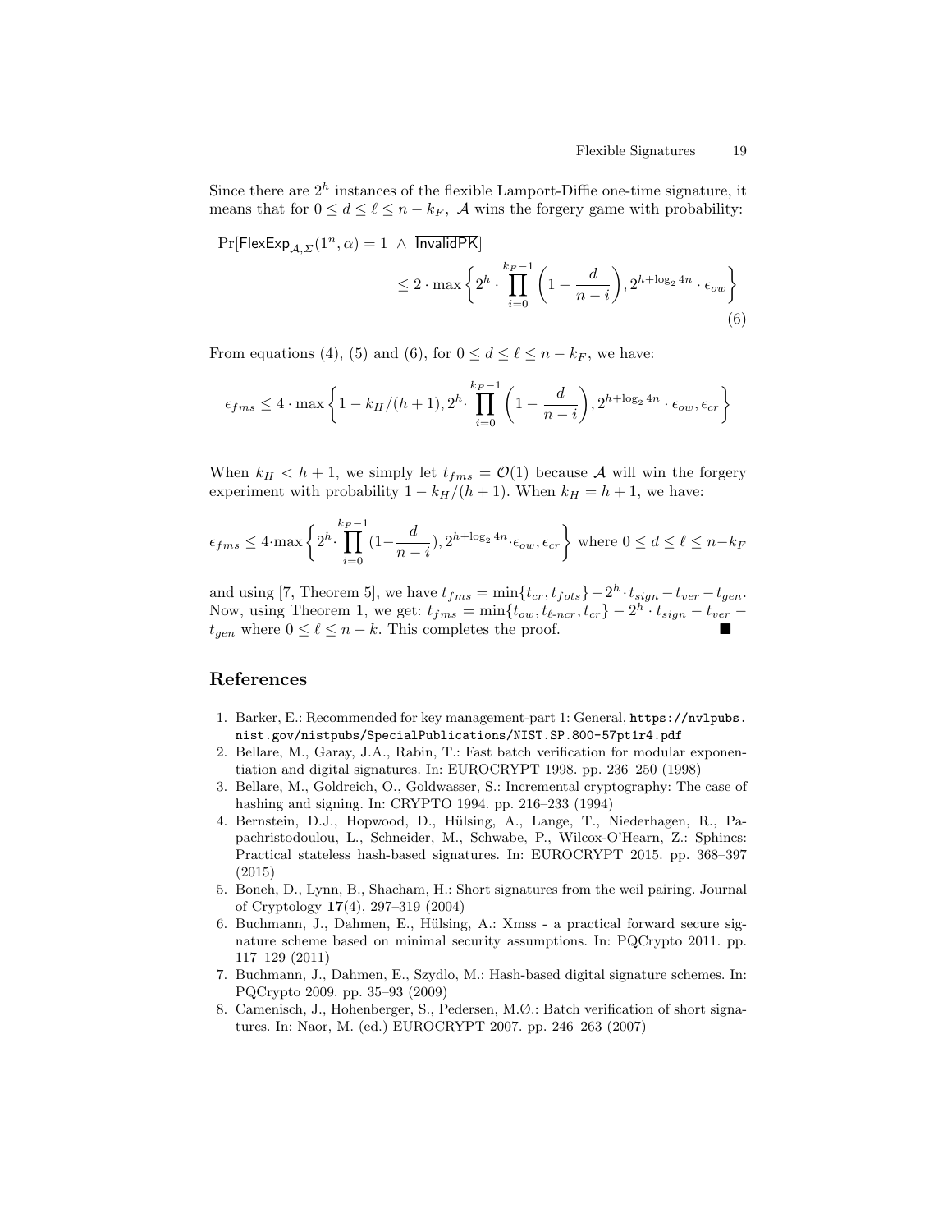Since there are $2^h$ instances of the flexible Lamport-Diffie one-time signature, it means that for $0 \leq d \leq \ell \leq n - k_F$, $\mathcal{A}$ wins the forgery game with probability:

$$\Pr[\mathsf{FlexExp}_{\mathcal{A},\Sigma}(1^n, \alpha) = 1 \ \wedge \ \overline{\mathsf{InvalidPK}}] \leq 2 \cdot \max \left\{ 2^h \cdot \prod_{i=0}^{k_F - 1} \left(1 - \frac{d}{n - i}\right), 2^{h + \log_2 4n} \cdot \epsilon_{ow} \right\} \tag{6}$$

From equations (4), (5) and (6), for $0 \leq d \leq \ell \leq n - k_F$, we have:

$$\epsilon_{fms} \leq 4 \cdot \max \left\{ 1 - k_H/(h+1), 2^h \cdot \prod_{i=0}^{k_F - 1} \left(1 - \frac{d}{n - i}\right), 2^{h + \log_2 4n} \cdot \epsilon_{ow}, \epsilon_{cr} \right\}$$

When $k_H < h + 1$, we simply let $t_{fms} = \mathcal{O}(1)$ because $\mathcal{A}$ will win the forgery experiment with probability $1 - k_H/(h+1)$. When $k_H = h + 1$, we have:

$$\epsilon_{fms} \leq 4 \cdot \max \left\{ 2^h \cdot \prod_{i=0}^{k_F - 1} (1 - \frac{d}{n - i}), 2^{h + \log_2 4n} \cdot \epsilon_{ow}, \epsilon_{cr} \right\} \text{ where } 0 \leq d \leq \ell \leq n - k_F$$

and using [7, Theorem 5], we have $t_{fms} = \min\{t_{cr}, t_{fots}\} - 2^h \cdot t_{sign} - t_{ver} - t_{gen}$. Now, using Theorem 1, we get: $t_{fms} = \min\{t_{ow}, t_{\ell\text{-}ncr}, t_{cr}\} - 2^h \cdot t_{sign} - t_{ver} - t_{gen}$ where $0 \leq \ell \leq n - k$. This completes the proof. ∎

## References

1. Barker, E.: Recommended for key management-part 1: General, https://nvlpubs.nist.gov/nistpubs/SpecialPublications/NIST.SP.800-57pt1r4.pdf
2. Bellare, M., Garay, J.A., Rabin, T.: Fast batch verification for modular exponentiation and digital signatures. In: EUROCRYPT 1998. pp. 236–250 (1998)
3. Bellare, M., Goldreich, O., Goldwasser, S.: Incremental cryptography: The case of hashing and signing. In: CRYPTO 1994. pp. 216–233 (1994)
4. Bernstein, D.J., Hopwood, D., Hülsing, A., Lange, T., Niederhagen, R., Papachristodoulou, L., Schneider, M., Schwabe, P., Wilcox-O'Hearn, Z.: Sphincs: Practical stateless hash-based signatures. In: EUROCRYPT 2015. pp. 368–397 (2015)
5. Boneh, D., Lynn, B., Shacham, H.: Short signatures from the weil pairing. Journal of Cryptology **17**(4), 297–319 (2004)
6. Buchmann, J., Dahmen, E., Hülsing, A.: Xmss - a practical forward secure signature scheme based on minimal security assumptions. In: PQCrypto 2011. pp. 117–129 (2011)
7. Buchmann, J., Dahmen, E., Szydlo, M.: Hash-based digital signature schemes. In: PQCrypto 2009. pp. 35–93 (2009)
8. Camenisch, J., Hohenberger, S., Pedersen, M.Ø.: Batch verification of short signatures. In: Naor, M. (ed.) EUROCRYPT 2007. pp. 246–263 (2007)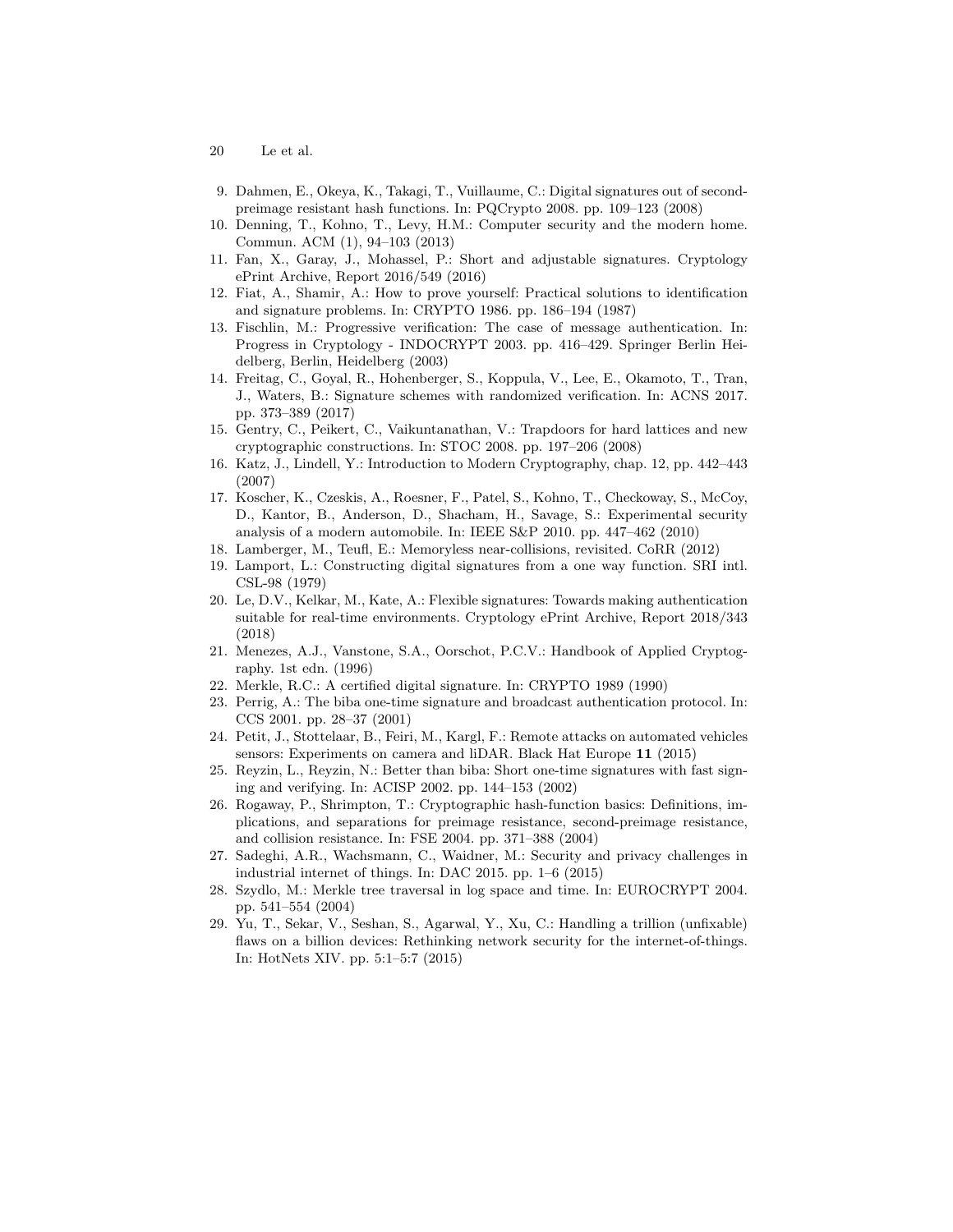9. Dahmen, E., Okeya, K., Takagi, T., Vuillaume, C.: Digital signatures out of second-preimage resistant hash functions. In: PQCrypto 2008. pp. 109–123 (2008)
10. Denning, T., Kohno, T., Levy, H.M.: Computer security and the modern home. Commun. ACM (1), 94–103 (2013)
11. Fan, X., Garay, J., Mohassel, P.: Short and adjustable signatures. Cryptology ePrint Archive, Report 2016/549 (2016)
12. Fiat, A., Shamir, A.: How to prove yourself: Practical solutions to identification and signature problems. In: CRYPTO 1986. pp. 186–194 (1987)
13. Fischlin, M.: Progressive verification: The case of message authentication. In: Progress in Cryptology - INDOCRYPT 2003. pp. 416–429. Springer Berlin Heidelberg, Berlin, Heidelberg (2003)
14. Freitag, C., Goyal, R., Hohenberger, S., Koppula, V., Lee, E., Okamoto, T., Tran, J., Waters, B.: Signature schemes with randomized verification. In: ACNS 2017. pp. 373–389 (2017)
15. Gentry, C., Peikert, C., Vaikuntanathan, V.: Trapdoors for hard lattices and new cryptographic constructions. In: STOC 2008. pp. 197–206 (2008)
16. Katz, J., Lindell, Y.: Introduction to Modern Cryptography, chap. 12, pp. 442–443 (2007)
17. Koscher, K., Czeskis, A., Roesner, F., Patel, S., Kohno, T., Checkoway, S., McCoy, D., Kantor, B., Anderson, D., Shacham, H., Savage, S.: Experimental security analysis of a modern automobile. In: IEEE S&P 2010. pp. 447–462 (2010)
18. Lamberger, M., Teufl, E.: Memoryless near-collisions, revisited. CoRR (2012)
19. Lamport, L.: Constructing digital signatures from a one way function. SRI intl. CSL-98 (1979)
20. Le, D.V., Kelkar, M., Kate, A.: Flexible signatures: Towards making authentication suitable for real-time environments. Cryptology ePrint Archive, Report 2018/343 (2018)
21. Menezes, A.J., Vanstone, S.A., Oorschot, P.C.V.: Handbook of Applied Cryptography. 1st edn. (1996)
22. Merkle, R.C.: A certified digital signature. In: CRYPTO 1989 (1990)
23. Perrig, A.: The biba one-time signature and broadcast authentication protocol. In: CCS 2001. pp. 28–37 (2001)
24. Petit, J., Stottelaar, B., Feiri, M., Kargl, F.: Remote attacks on automated vehicles sensors: Experiments on camera and liDAR. Black Hat Europe **11** (2015)
25. Reyzin, L., Reyzin, N.: Better than biba: Short one-time signatures with fast signing and verifying. In: ACISP 2002. pp. 144–153 (2002)
26. Rogaway, P., Shrimpton, T.: Cryptographic hash-function basics: Definitions, implications, and separations for preimage resistance, second-preimage resistance, and collision resistance. In: FSE 2004. pp. 371–388 (2004)
27. Sadeghi, A.R., Wachsmann, C., Waidner, M.: Security and privacy challenges in industrial internet of things. In: DAC 2015. pp. 1–6 (2015)
28. Szydlo, M.: Merkle tree traversal in log space and time. In: EUROCRYPT 2004. pp. 541–554 (2004)
29. Yu, T., Sekar, V., Seshan, S., Agarwal, Y., Xu, C.: Handling a trillion (unfixable) flaws on a billion devices: Rethinking network security for the internet-of-things. In: HotNets XIV. pp. 5:1–5:7 (2015)